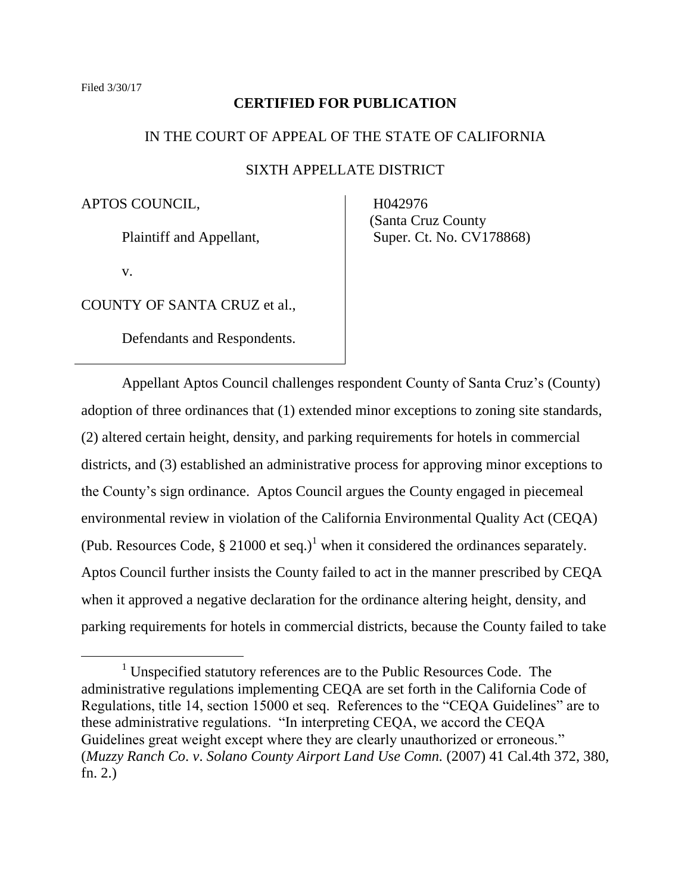Filed 3/30/17

**CERTIFIED FOR PUBLICATION**

IN THE COURT OF APPEAL OF THE STATE OF CALIFORNIA

SIXTH APPELLATE DISTRICT

| | |
|---|---|
| APTOS COUNCIL,<br><br>Plaintiff and Appellant,<br><br>v.<br><br>COUNTY OF SANTA CRUZ et al.,<br><br>Defendants and Respondents. | H042976<br>(Santa Cruz County<br>Super. Ct. No. CV178868) |

Appellant Aptos Council challenges respondent County of Santa Cruz's (County) adoption of three ordinances that (1) extended minor exceptions to zoning site standards, (2) altered certain height, density, and parking requirements for hotels in commercial districts, and (3) established an administrative process for approving minor exceptions to the County's sign ordinance. Aptos Council argues the County engaged in piecemeal environmental review in violation of the California Environmental Quality Act (CEQA) (Pub. Resources Code, § 21000 et seq.)[1] when it considered the ordinances separately. Aptos Council further insists the County failed to act in the manner prescribed by CEQA when it approved a negative declaration for the ordinance altering height, density, and parking requirements for hotels in commercial districts, because the County failed to take

[1] Unspecified statutory references are to the Public Resources Code. The administrative regulations implementing CEQA are set forth in the California Code of Regulations, title 14, section 15000 et seq. References to the "CEQA Guidelines" are to these administrative regulations. "In interpreting CEQA, we accord the CEQA Guidelines great weight except where they are clearly unauthorized or erroneous." (*Muzzy Ranch Co. v. Solano County Airport Land Use Comn.* (2007) 41 Cal.4th 372, 380, fn. 2.)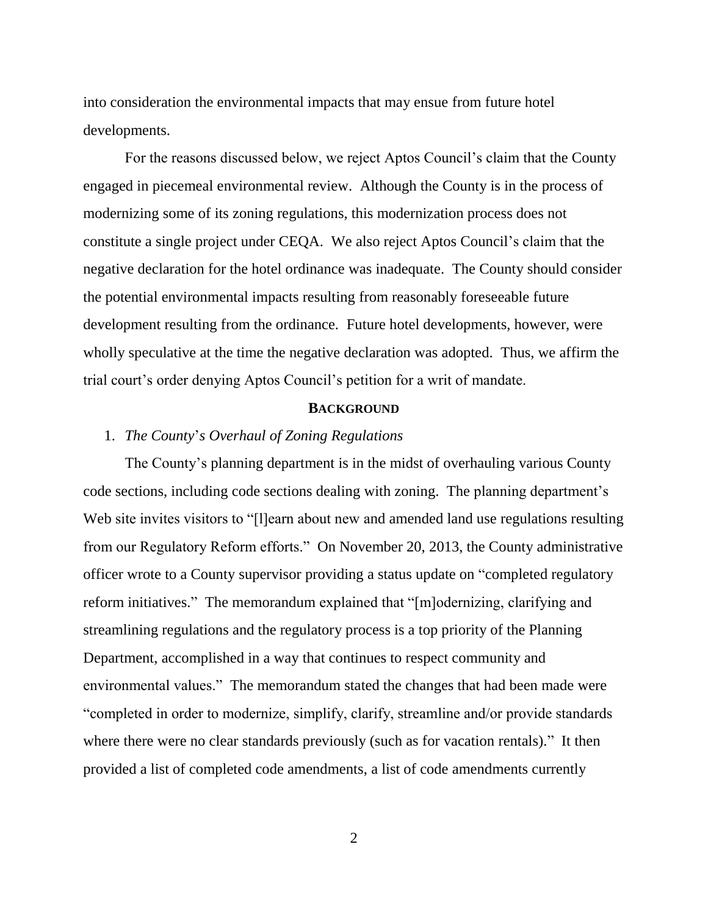into consideration the environmental impacts that may ensue from future hotel developments.

For the reasons discussed below, we reject Aptos Council's claim that the County engaged in piecemeal environmental review. Although the County is in the process of modernizing some of its zoning regulations, this modernization process does not constitute a single project under CEQA. We also reject Aptos Council's claim that the negative declaration for the hotel ordinance was inadequate. The County should consider the potential environmental impacts resulting from reasonably foreseeable future development resulting from the ordinance. Future hotel developments, however, were wholly speculative at the time the negative declaration was adopted. Thus, we affirm the trial court's order denying Aptos Council's petition for a writ of mandate.

## BACKGROUND

1. *The County's Overhaul of Zoning Regulations*

The County's planning department is in the midst of overhauling various County code sections, including code sections dealing with zoning. The planning department's Web site invites visitors to "[l]earn about new and amended land use regulations resulting from our Regulatory Reform efforts." On November 20, 2013, the County administrative officer wrote to a County supervisor providing a status update on "completed regulatory reform initiatives." The memorandum explained that "[m]odernizing, clarifying and streamlining regulations and the regulatory process is a top priority of the Planning Department, accomplished in a way that continues to respect community and environmental values." The memorandum stated the changes that had been made were "completed in order to modernize, simplify, clarify, streamline and/or provide standards where there were no clear standards previously (such as for vacation rentals)." It then provided a list of completed code amendments, a list of code amendments currently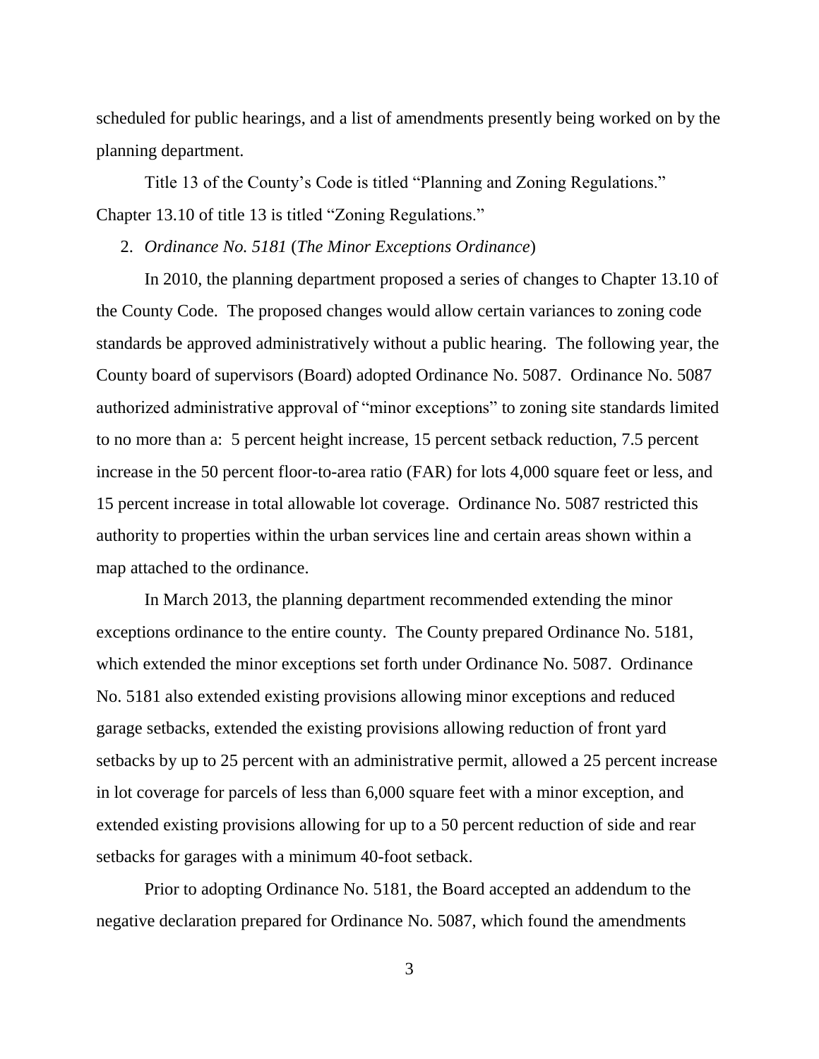scheduled for public hearings, and a list of amendments presently being worked on by the planning department.

Title 13 of the County's Code is titled "Planning and Zoning Regulations." Chapter 13.10 of title 13 is titled "Zoning Regulations."

2. *Ordinance No. 5181* (*The Minor Exceptions Ordinance*)

In 2010, the planning department proposed a series of changes to Chapter 13.10 of the County Code. The proposed changes would allow certain variances to zoning code standards be approved administratively without a public hearing. The following year, the County board of supervisors (Board) adopted Ordinance No. 5087. Ordinance No. 5087 authorized administrative approval of "minor exceptions" to zoning site standards limited to no more than a: 5 percent height increase, 15 percent setback reduction, 7.5 percent increase in the 50 percent floor-to-area ratio (FAR) for lots 4,000 square feet or less, and 15 percent increase in total allowable lot coverage. Ordinance No. 5087 restricted this authority to properties within the urban services line and certain areas shown within a map attached to the ordinance.

In March 2013, the planning department recommended extending the minor exceptions ordinance to the entire county. The County prepared Ordinance No. 5181, which extended the minor exceptions set forth under Ordinance No. 5087. Ordinance No. 5181 also extended existing provisions allowing minor exceptions and reduced garage setbacks, extended the existing provisions allowing reduction of front yard setbacks by up to 25 percent with an administrative permit, allowed a 25 percent increase in lot coverage for parcels of less than 6,000 square feet with a minor exception, and extended existing provisions allowing for up to a 50 percent reduction of side and rear setbacks for garages with a minimum 40-foot setback.

Prior to adopting Ordinance No. 5181, the Board accepted an addendum to the negative declaration prepared for Ordinance No. 5087, which found the amendments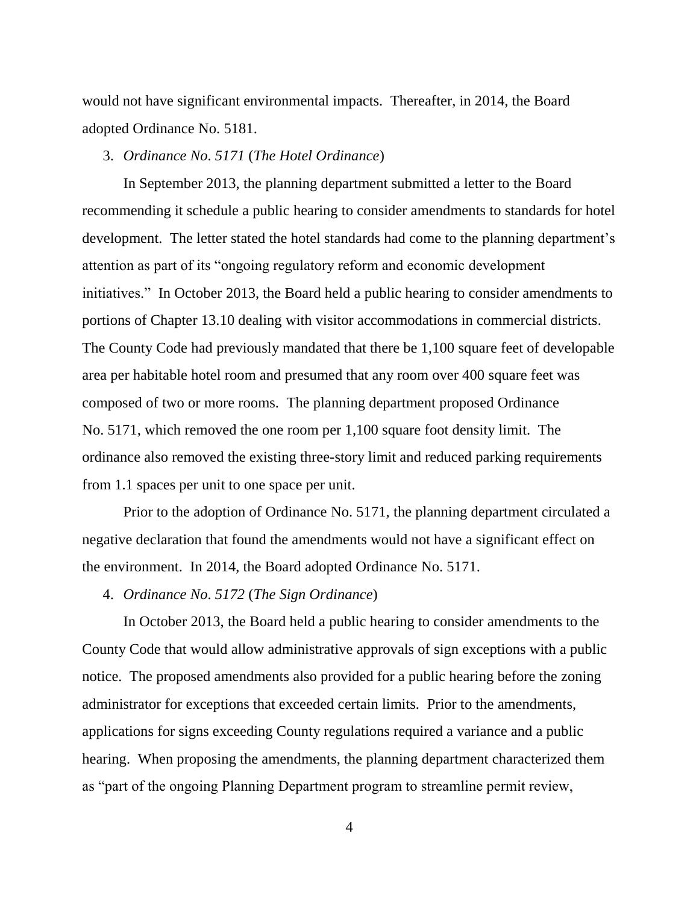would not have significant environmental impacts. Thereafter, in 2014, the Board adopted Ordinance No. 5181.

3. *Ordinance No. 5171* (*The Hotel Ordinance*)

In September 2013, the planning department submitted a letter to the Board recommending it schedule a public hearing to consider amendments to standards for hotel development. The letter stated the hotel standards had come to the planning department's attention as part of its "ongoing regulatory reform and economic development initiatives." In October 2013, the Board held a public hearing to consider amendments to portions of Chapter 13.10 dealing with visitor accommodations in commercial districts. The County Code had previously mandated that there be 1,100 square feet of developable area per habitable hotel room and presumed that any room over 400 square feet was composed of two or more rooms. The planning department proposed Ordinance No. 5171, which removed the one room per 1,100 square foot density limit. The ordinance also removed the existing three-story limit and reduced parking requirements from 1.1 spaces per unit to one space per unit.

Prior to the adoption of Ordinance No. 5171, the planning department circulated a negative declaration that found the amendments would not have a significant effect on the environment. In 2014, the Board adopted Ordinance No. 5171.

4. *Ordinance No. 5172* (*The Sign Ordinance*)

In October 2013, the Board held a public hearing to consider amendments to the County Code that would allow administrative approvals of sign exceptions with a public notice. The proposed amendments also provided for a public hearing before the zoning administrator for exceptions that exceeded certain limits. Prior to the amendments, applications for signs exceeding County regulations required a variance and a public hearing. When proposing the amendments, the planning department characterized them as "part of the ongoing Planning Department program to streamline permit review,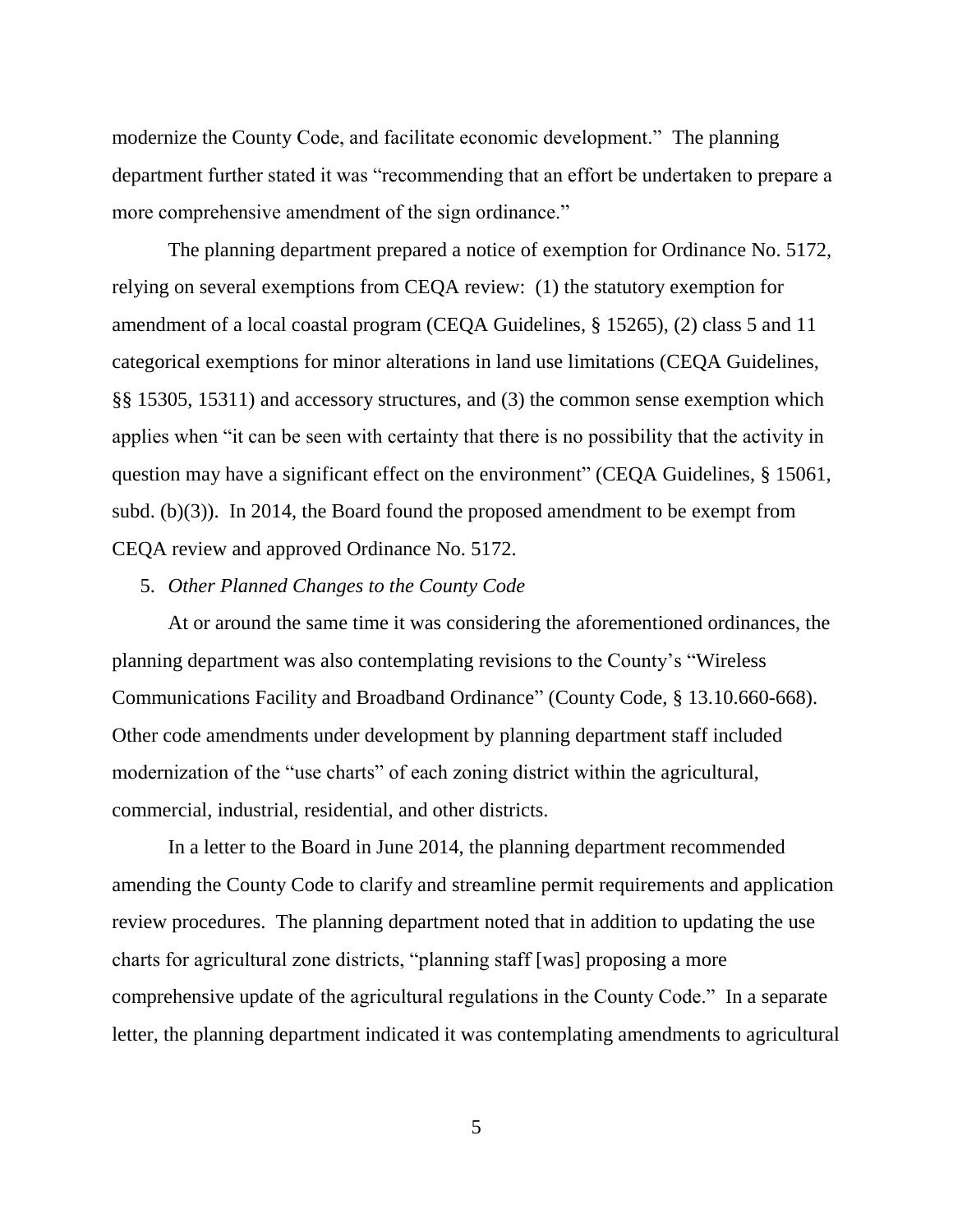modernize the County Code, and facilitate economic development." The planning department further stated it was "recommending that an effort be undertaken to prepare a more comprehensive amendment of the sign ordinance."

The planning department prepared a notice of exemption for Ordinance No. 5172, relying on several exemptions from CEQA review: (1) the statutory exemption for amendment of a local coastal program (CEQA Guidelines, § 15265), (2) class 5 and 11 categorical exemptions for minor alterations in land use limitations (CEQA Guidelines, §§ 15305, 15311) and accessory structures, and (3) the common sense exemption which applies when "it can be seen with certainty that there is no possibility that the activity in question may have a significant effect on the environment" (CEQA Guidelines, § 15061, subd. (b)(3)). In 2014, the Board found the proposed amendment to be exempt from CEQA review and approved Ordinance No. 5172.

5. *Other Planned Changes to the County Code*

At or around the same time it was considering the aforementioned ordinances, the planning department was also contemplating revisions to the County's "Wireless Communications Facility and Broadband Ordinance" (County Code, § 13.10.660-668). Other code amendments under development by planning department staff included modernization of the "use charts" of each zoning district within the agricultural, commercial, industrial, residential, and other districts.

In a letter to the Board in June 2014, the planning department recommended amending the County Code to clarify and streamline permit requirements and application review procedures. The planning department noted that in addition to updating the use charts for agricultural zone districts, "planning staff [was] proposing a more comprehensive update of the agricultural regulations in the County Code." In a separate letter, the planning department indicated it was contemplating amendments to agricultural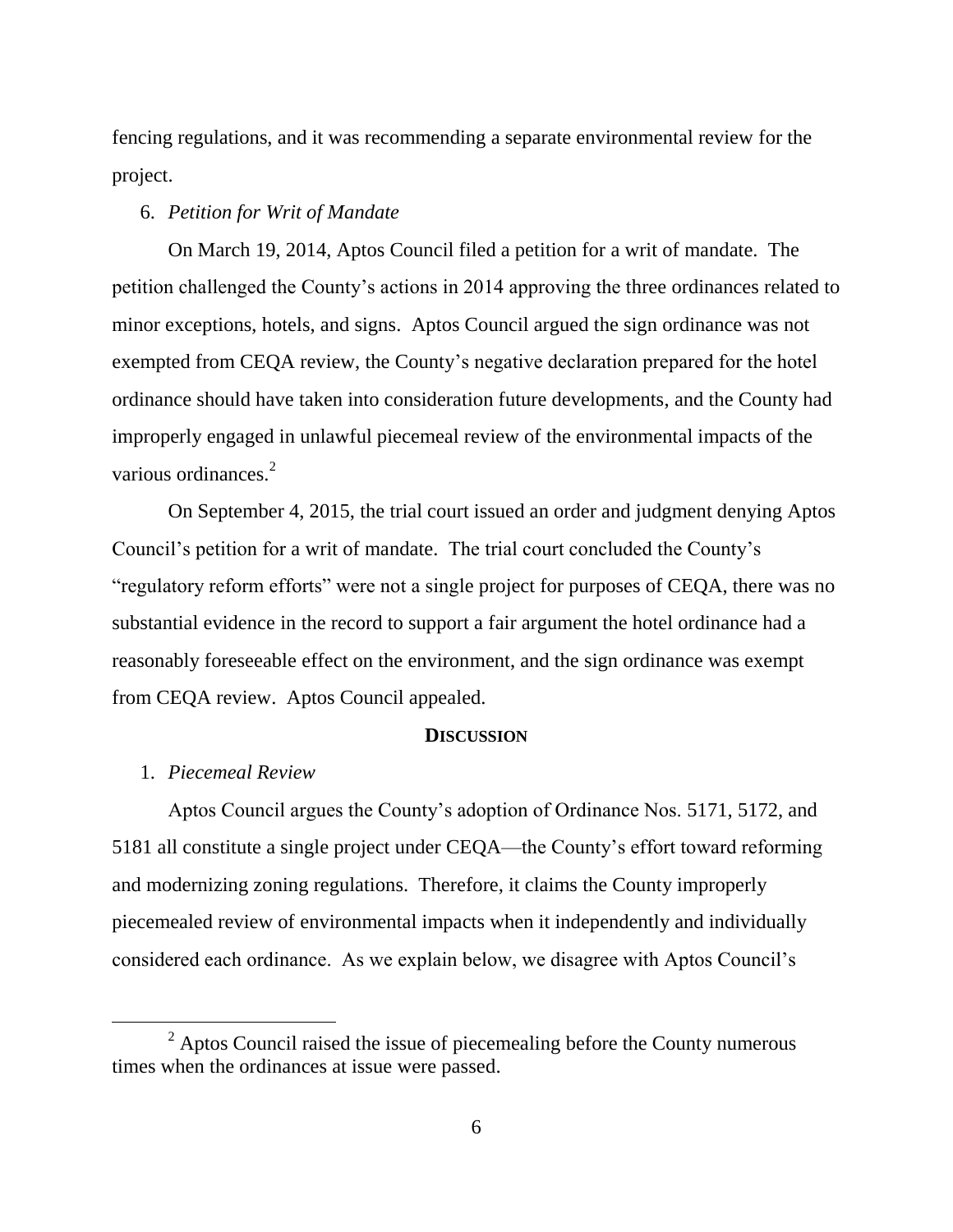fencing regulations, and it was recommending a separate environmental review for the project.

6. *Petition for Writ of Mandate*

On March 19, 2014, Aptos Council filed a petition for a writ of mandate. The petition challenged the County's actions in 2014 approving the three ordinances related to minor exceptions, hotels, and signs. Aptos Council argued the sign ordinance was not exempted from CEQA review, the County's negative declaration prepared for the hotel ordinance should have taken into consideration future developments, and the County had improperly engaged in unlawful piecemeal review of the environmental impacts of the various ordinances.[2]

On September 4, 2015, the trial court issued an order and judgment denying Aptos Council's petition for a writ of mandate. The trial court concluded the County's "regulatory reform efforts" were not a single project for purposes of CEQA, there was no substantial evidence in the record to support a fair argument the hotel ordinance had a reasonably foreseeable effect on the environment, and the sign ordinance was exempt from CEQA review. Aptos Council appealed.

## DISCUSSION

1. *Piecemeal Review*

Aptos Council argues the County's adoption of Ordinance Nos. 5171, 5172, and 5181 all constitute a single project under CEQA—the County's effort toward reforming and modernizing zoning regulations. Therefore, it claims the County improperly piecemealed review of environmental impacts when it independently and individually considered each ordinance. As we explain below, we disagree with Aptos Council's

---

[2] Aptos Council raised the issue of piecemealing before the County numerous times when the ordinances at issue were passed.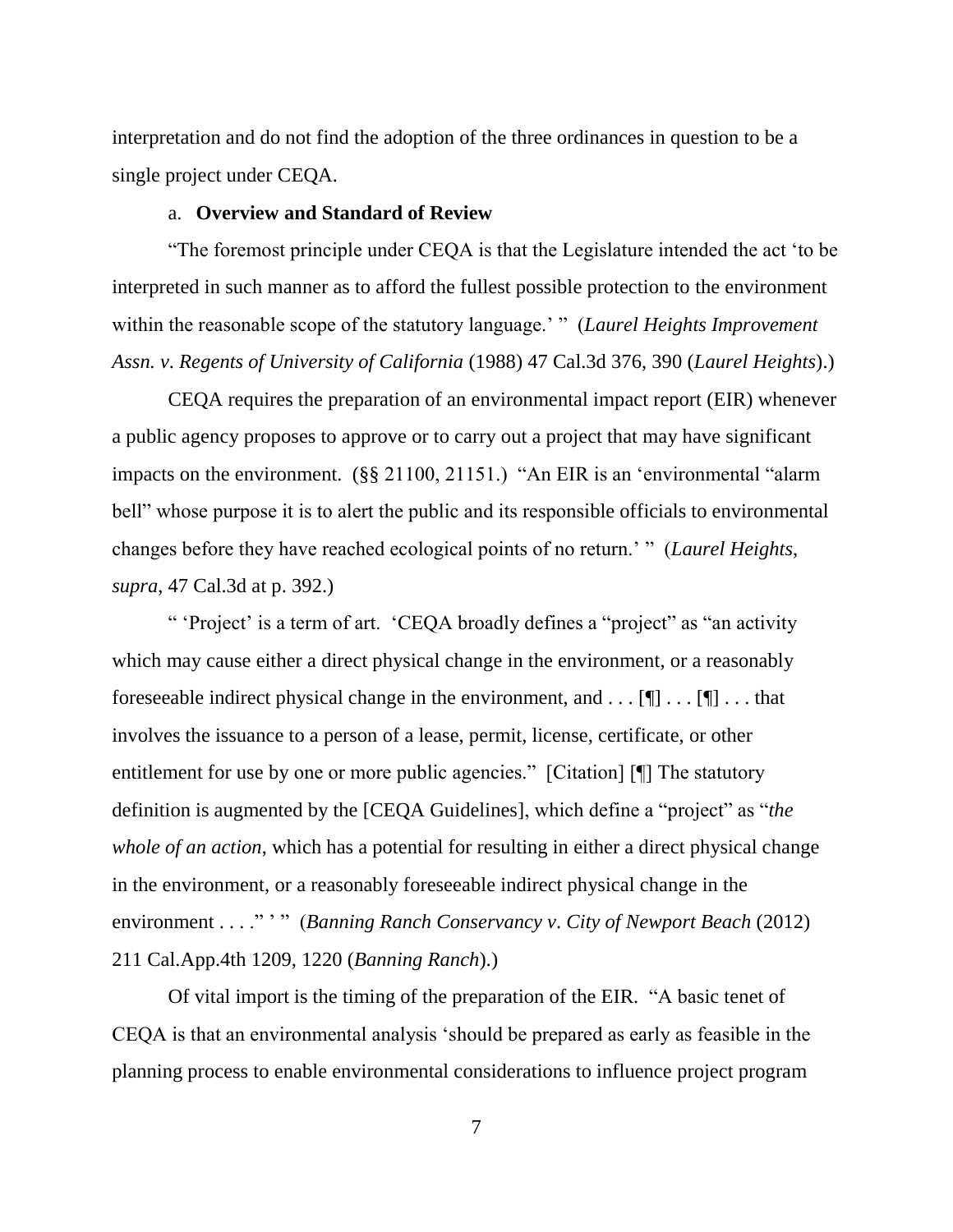interpretation and do not find the adoption of the three ordinances in question to be a single project under CEQA.

a. **Overview and Standard of Review**

"The foremost principle under CEQA is that the Legislature intended the act 'to be interpreted in such manner as to afford the fullest possible protection to the environment within the reasonable scope of the statutory language.' " (*Laurel Heights Improvement Assn. v. Regents of University of California* (1988) 47 Cal.3d 376, 390 (*Laurel Heights*).)

CEQA requires the preparation of an environmental impact report (EIR) whenever a public agency proposes to approve or to carry out a project that may have significant impacts on the environment. (§§ 21100, 21151.) "An EIR is an 'environmental "alarm bell" whose purpose it is to alert the public and its responsible officials to environmental changes before they have reached ecological points of no return.' " (*Laurel Heights*, *supra*, 47 Cal.3d at p. 392.)

" 'Project' is a term of art. 'CEQA broadly defines a "project" as "an activity which may cause either a direct physical change in the environment, or a reasonably foreseeable indirect physical change in the environment, and . . . [¶] . . . [¶] . . . that involves the issuance to a person of a lease, permit, license, certificate, or other entitlement for use by one or more public agencies." [Citation] [¶] The statutory definition is augmented by the [CEQA Guidelines], which define a "project" as "*the whole of an action*, which has a potential for resulting in either a direct physical change in the environment, or a reasonably foreseeable indirect physical change in the environment . . . ." ' " (*Banning Ranch Conservancy v. City of Newport Beach* (2012) 211 Cal.App.4th 1209, 1220 (*Banning Ranch*).)

Of vital import is the timing of the preparation of the EIR. "A basic tenet of CEQA is that an environmental analysis 'should be prepared as early as feasible in the planning process to enable environmental considerations to influence project program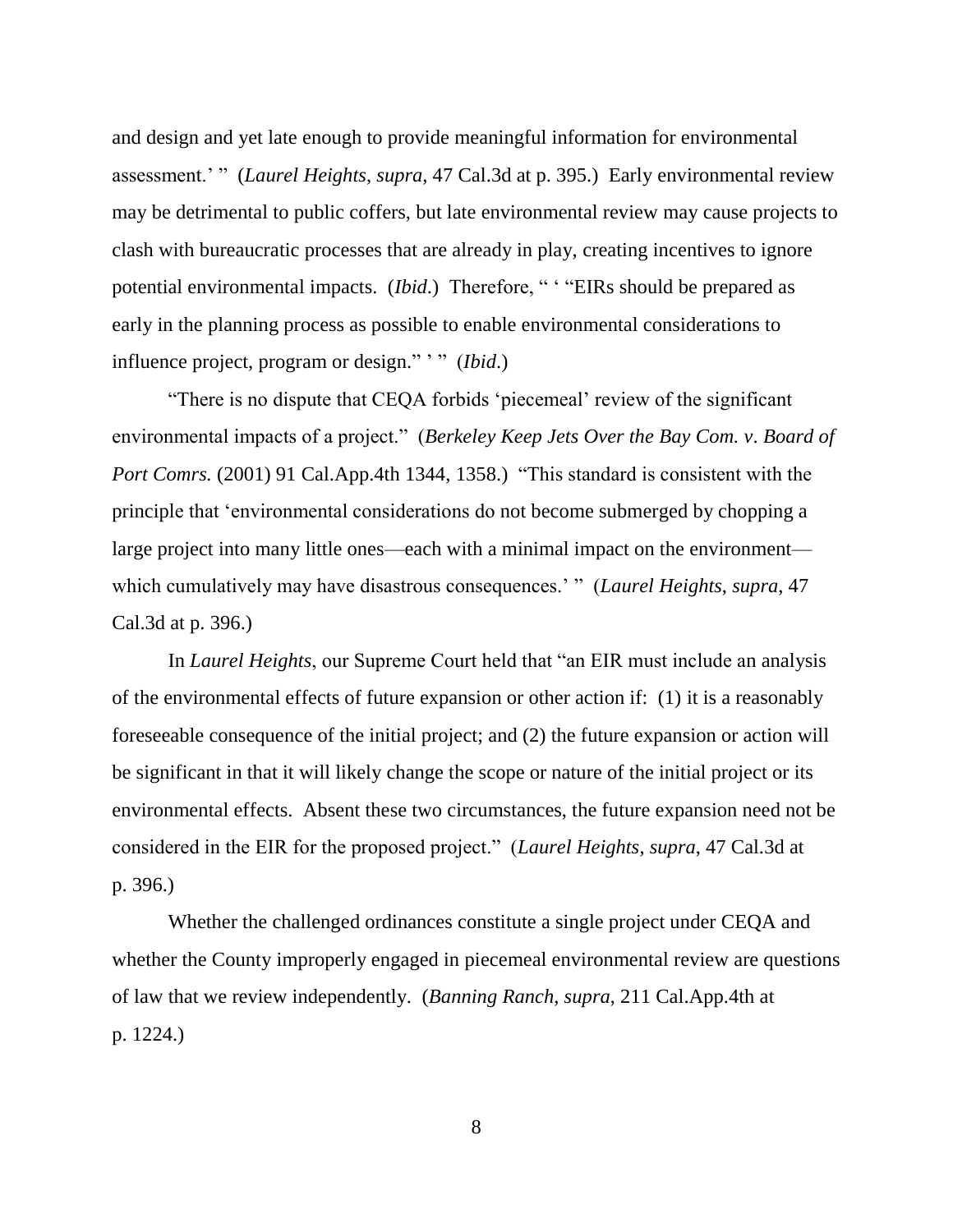and design and yet late enough to provide meaningful information for environmental assessment.' " (*Laurel Heights*, *supra*, 47 Cal.3d at p. 395.) Early environmental review may be detrimental to public coffers, but late environmental review may cause projects to clash with bureaucratic processes that are already in play, creating incentives to ignore potential environmental impacts. (*Ibid.*) Therefore, " ' "EIRs should be prepared as early in the planning process as possible to enable environmental considerations to influence project, program or design." ' " (*Ibid.*)

"There is no dispute that CEQA forbids 'piecemeal' review of the significant environmental impacts of a project." (*Berkeley Keep Jets Over the Bay Com. v. Board of Port Comrs.* (2001) 91 Cal.App.4th 1344, 1358.) "This standard is consistent with the principle that 'environmental considerations do not become submerged by chopping a large project into many little ones—each with a minimal impact on the environment—which cumulatively may have disastrous consequences.' " (*Laurel Heights*, *supra*, 47 Cal.3d at p. 396.)

In *Laurel Heights*, our Supreme Court held that "an EIR must include an analysis of the environmental effects of future expansion or other action if: (1) it is a reasonably foreseeable consequence of the initial project; and (2) the future expansion or action will be significant in that it will likely change the scope or nature of the initial project or its environmental effects. Absent these two circumstances, the future expansion need not be considered in the EIR for the proposed project." (*Laurel Heights*, *supra*, 47 Cal.3d at p. 396.)

Whether the challenged ordinances constitute a single project under CEQA and whether the County improperly engaged in piecemeal environmental review are questions of law that we review independently. (*Banning Ranch*, *supra*, 211 Cal.App.4th at p. 1224.)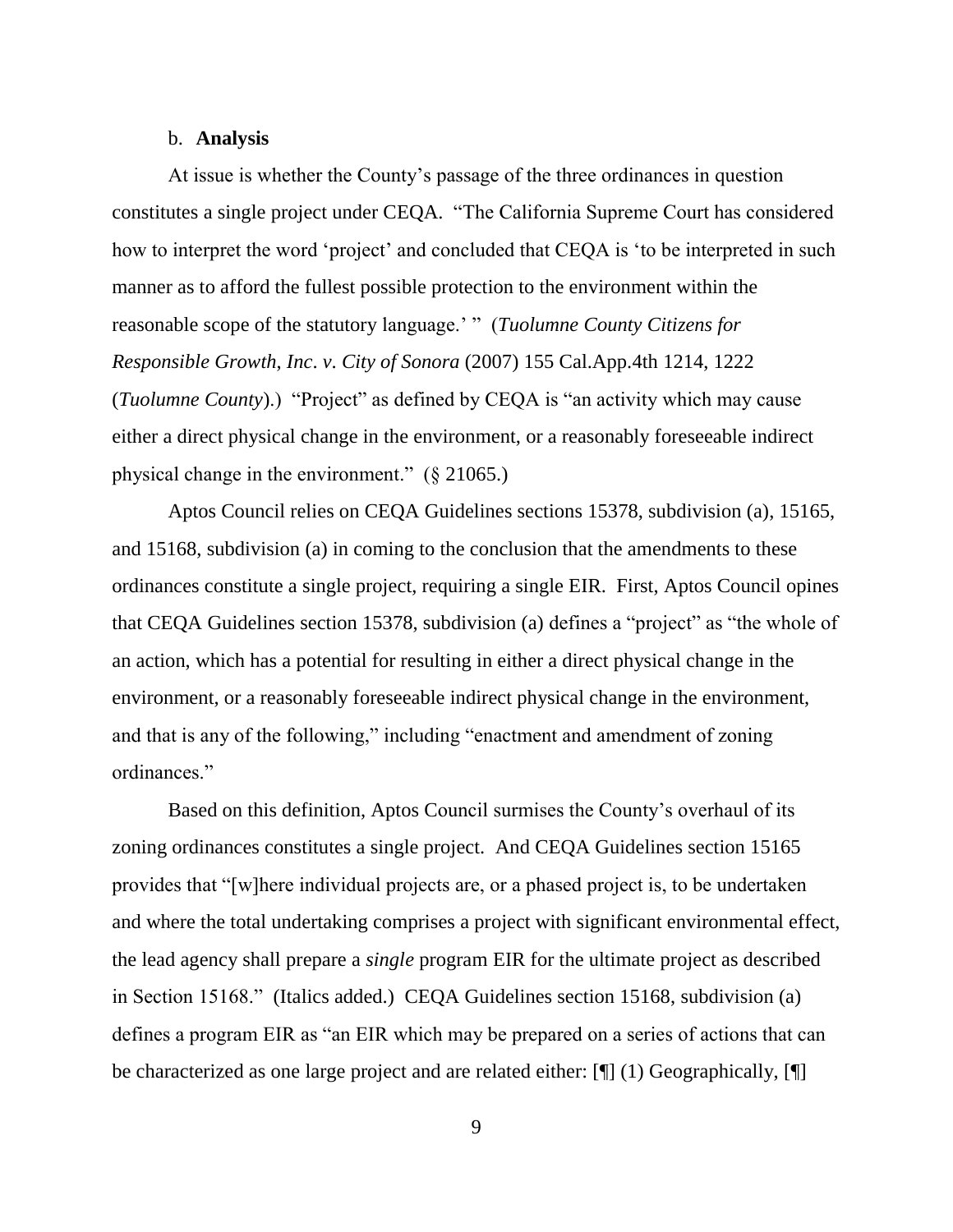b. **Analysis**

At issue is whether the County's passage of the three ordinances in question constitutes a single project under CEQA. "The California Supreme Court has considered how to interpret the word 'project' and concluded that CEQA is 'to be interpreted in such manner as to afford the fullest possible protection to the environment within the reasonable scope of the statutory language.' " (*Tuolumne County Citizens for Responsible Growth, Inc. v. City of Sonora* (2007) 155 Cal.App.4th 1214, 1222 (*Tuolumne County*).) "Project" as defined by CEQA is "an activity which may cause either a direct physical change in the environment, or a reasonably foreseeable indirect physical change in the environment." (§ 21065.)

Aptos Council relies on CEQA Guidelines sections 15378, subdivision (a), 15165, and 15168, subdivision (a) in coming to the conclusion that the amendments to these ordinances constitute a single project, requiring a single EIR. First, Aptos Council opines that CEQA Guidelines section 15378, subdivision (a) defines a "project" as "the whole of an action, which has a potential for resulting in either a direct physical change in the environment, or a reasonably foreseeable indirect physical change in the environment, and that is any of the following," including "enactment and amendment of zoning ordinances."

Based on this definition, Aptos Council surmises the County's overhaul of its zoning ordinances constitutes a single project. And CEQA Guidelines section 15165 provides that "[w]here individual projects are, or a phased project is, to be undertaken and where the total undertaking comprises a project with significant environmental effect, the lead agency shall prepare a *single* program EIR for the ultimate project as described in Section 15168." (Italics added.) CEQA Guidelines section 15168, subdivision (a) defines a program EIR as "an EIR which may be prepared on a series of actions that can be characterized as one large project and are related either: [¶] (1) Geographically, [¶]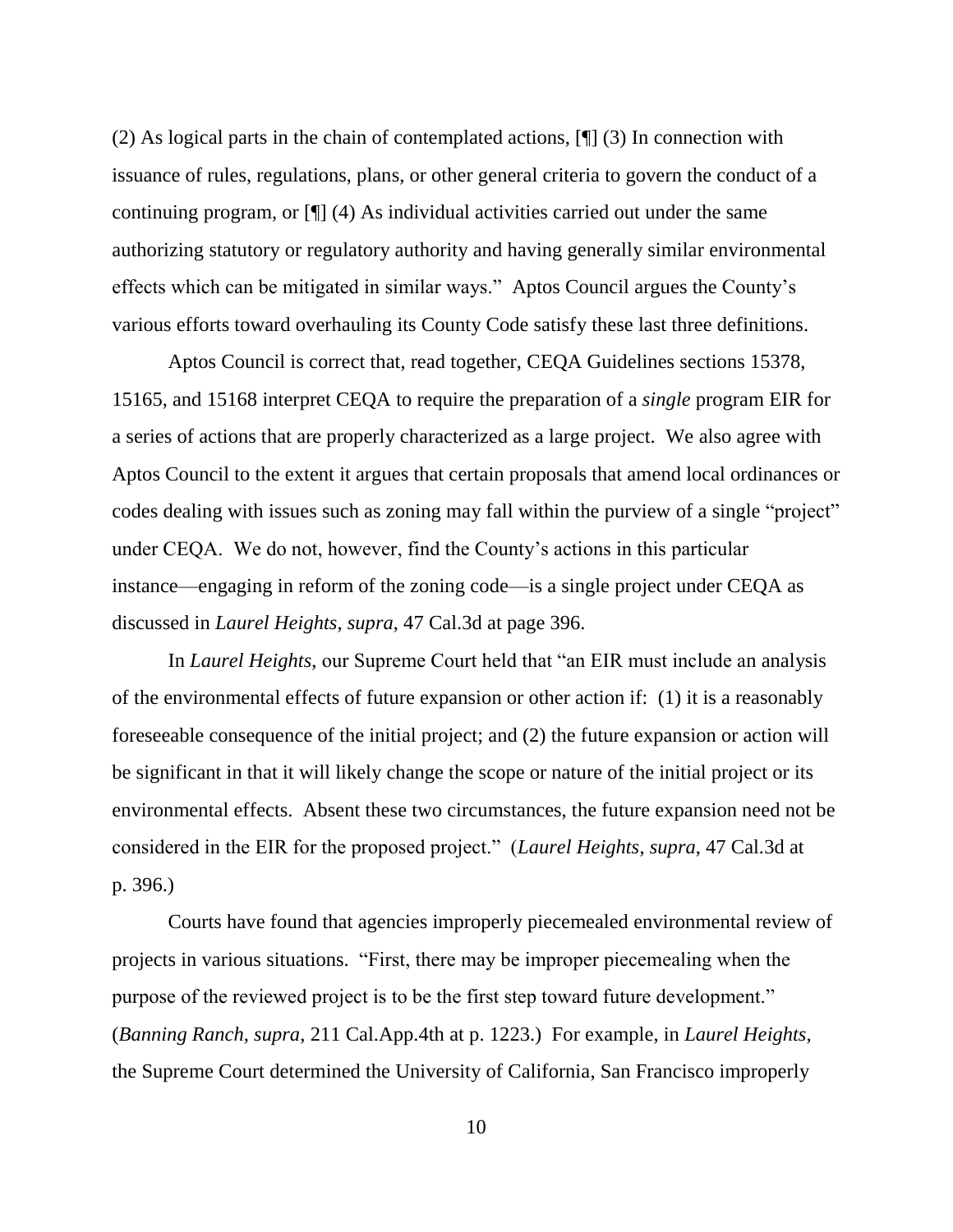(2) As logical parts in the chain of contemplated actions, [¶] (3) In connection with issuance of rules, regulations, plans, or other general criteria to govern the conduct of a continuing program, or [¶] (4) As individual activities carried out under the same authorizing statutory or regulatory authority and having generally similar environmental effects which can be mitigated in similar ways." Aptos Council argues the County's various efforts toward overhauling its County Code satisfy these last three definitions.

Aptos Council is correct that, read together, CEQA Guidelines sections 15378, 15165, and 15168 interpret CEQA to require the preparation of a *single* program EIR for a series of actions that are properly characterized as a large project. We also agree with Aptos Council to the extent it argues that certain proposals that amend local ordinances or codes dealing with issues such as zoning may fall within the purview of a single "project" under CEQA. We do not, however, find the County's actions in this particular instance—engaging in reform of the zoning code—is a single project under CEQA as discussed in *Laurel Heights*, *supra*, 47 Cal.3d at page 396.

In *Laurel Heights*, our Supreme Court held that "an EIR must include an analysis of the environmental effects of future expansion or other action if: (1) it is a reasonably foreseeable consequence of the initial project; and (2) the future expansion or action will be significant in that it will likely change the scope or nature of the initial project or its environmental effects. Absent these two circumstances, the future expansion need not be considered in the EIR for the proposed project." (*Laurel Heights*, *supra*, 47 Cal.3d at p. 396.)

Courts have found that agencies improperly piecemealed environmental review of projects in various situations. "First, there may be improper piecemealing when the purpose of the reviewed project is to be the first step toward future development." (*Banning Ranch*, *supra*, 211 Cal.App.4th at p. 1223.) For example, in *Laurel Heights*, the Supreme Court determined the University of California, San Francisco improperly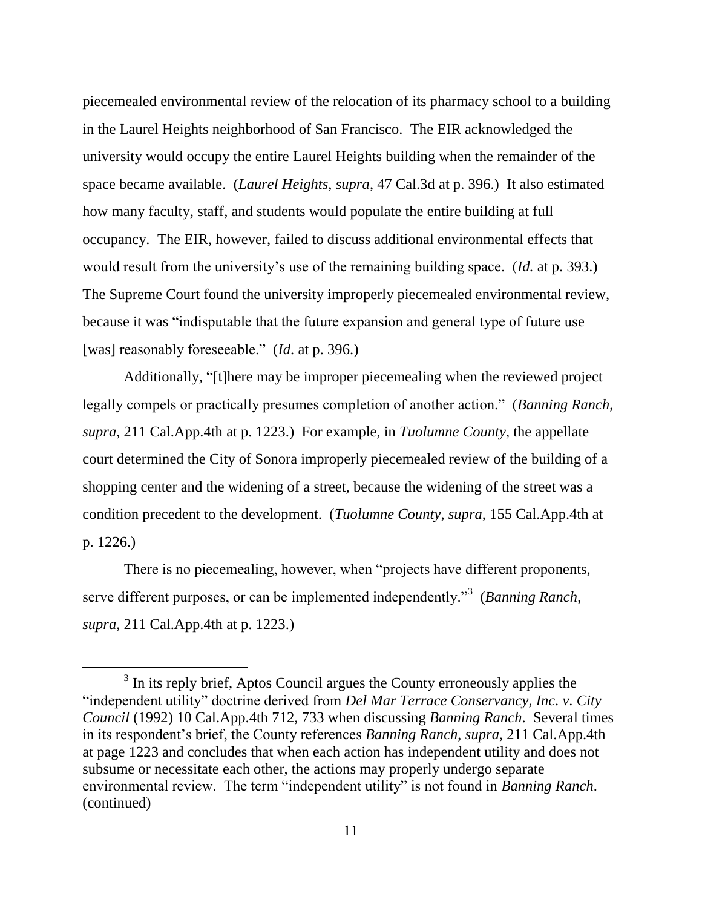piecemealed environmental review of the relocation of its pharmacy school to a building in the Laurel Heights neighborhood of San Francisco. The EIR acknowledged the university would occupy the entire Laurel Heights building when the remainder of the space became available. (*Laurel Heights*, *supra*, 47 Cal.3d at p. 396.) It also estimated how many faculty, staff, and students would populate the entire building at full occupancy. The EIR, however, failed to discuss additional environmental effects that would result from the university's use of the remaining building space. (*Id.* at p. 393.) The Supreme Court found the university improperly piecemealed environmental review, because it was "indisputable that the future expansion and general type of future use [was] reasonably foreseeable." (*Id.* at p. 396.)

Additionally, "[t]here may be improper piecemealing when the reviewed project legally compels or practically presumes completion of another action." (*Banning Ranch*, *supra*, 211 Cal.App.4th at p. 1223.) For example, in *Tuolumne County*, the appellate court determined the City of Sonora improperly piecemealed review of the building of a shopping center and the widening of a street, because the widening of the street was a condition precedent to the development. (*Tuolumne County*, *supra*, 155 Cal.App.4th at p. 1226.)

There is no piecemealing, however, when "projects have different proponents, serve different purposes, or can be implemented independently."[3] (*Banning Ranch*, *supra*, 211 Cal.App.4th at p. 1223.)

[3] In its reply brief, Aptos Council argues the County erroneously applies the "independent utility" doctrine derived from *Del Mar Terrace Conservancy, Inc. v. City Council* (1992) 10 Cal.App.4th 712, 733 when discussing *Banning Ranch*. Several times in its respondent's brief, the County references *Banning Ranch*, *supra*, 211 Cal.App.4th at page 1223 and concludes that when each action has independent utility and does not subsume or necessitate each other, the actions may properly undergo separate environmental review. The term "independent utility" is not found in *Banning Ranch*. (continued)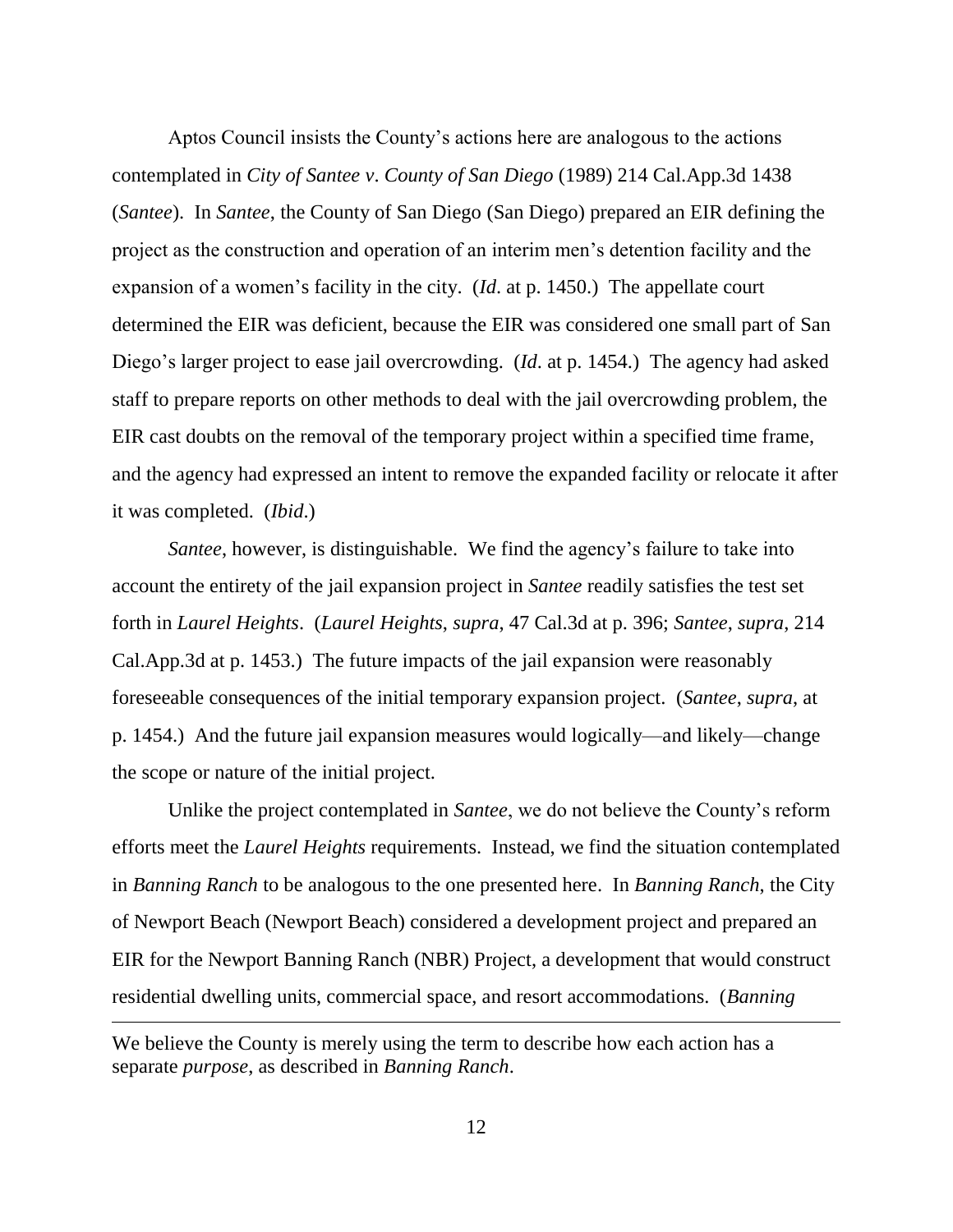Aptos Council insists the County's actions here are analogous to the actions contemplated in *City of Santee v. County of San Diego* (1989) 214 Cal.App.3d 1438 (*Santee*). In *Santee*, the County of San Diego (San Diego) prepared an EIR defining the project as the construction and operation of an interim men's detention facility and the expansion of a women's facility in the city. (*Id*. at p. 1450.) The appellate court determined the EIR was deficient, because the EIR was considered one small part of San Diego's larger project to ease jail overcrowding. (*Id*. at p. 1454.) The agency had asked staff to prepare reports on other methods to deal with the jail overcrowding problem, the EIR cast doubts on the removal of the temporary project within a specified time frame, and the agency had expressed an intent to remove the expanded facility or relocate it after it was completed. (*Ibid*.)

*Santee*, however, is distinguishable. We find the agency's failure to take into account the entirety of the jail expansion project in *Santee* readily satisfies the test set forth in *Laurel Heights*. (*Laurel Heights*, *supra*, 47 Cal.3d at p. 396; *Santee*, *supra*, 214 Cal.App.3d at p. 1453.) The future impacts of the jail expansion were reasonably foreseeable consequences of the initial temporary expansion project. (*Santee*, *supra*, at p. 1454.) And the future jail expansion measures would logically—and likely—change the scope or nature of the initial project.

Unlike the project contemplated in *Santee*, we do not believe the County's reform efforts meet the *Laurel Heights* requirements. Instead, we find the situation contemplated in *Banning Ranch* to be analogous to the one presented here. In *Banning Ranch*, the City of Newport Beach (Newport Beach) considered a development project and prepared an EIR for the Newport Banning Ranch (NBR) Project, a development that would construct residential dwelling units, commercial space, and resort accommodations. (*Banning*

---

We believe the County is merely using the term to describe how each action has a separate *purpose*, as described in *Banning Ranch*.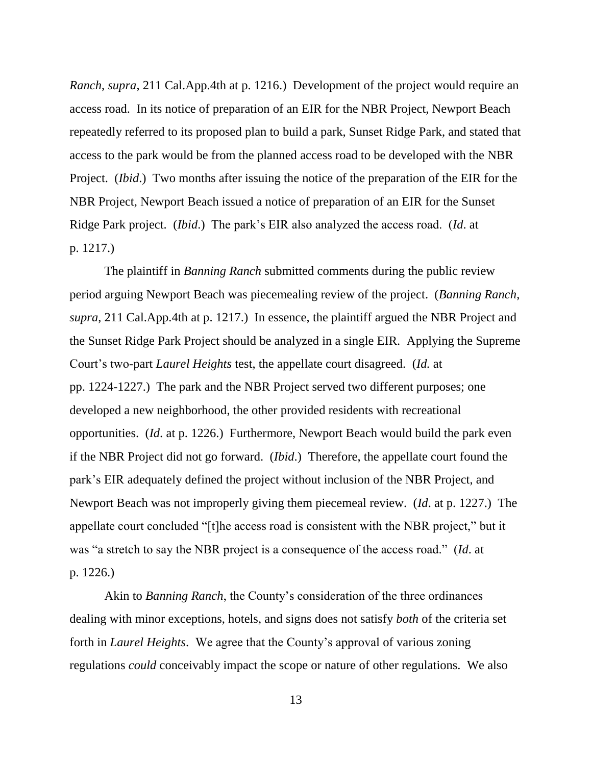*Ranch*, *supra*, 211 Cal.App.4th at p. 1216.) Development of the project would require an access road. In its notice of preparation of an EIR for the NBR Project, Newport Beach repeatedly referred to its proposed plan to build a park, Sunset Ridge Park, and stated that access to the park would be from the planned access road to be developed with the NBR Project. (*Ibid*.) Two months after issuing the notice of the preparation of the EIR for the NBR Project, Newport Beach issued a notice of preparation of an EIR for the Sunset Ridge Park project. (*Ibid*.) The park's EIR also analyzed the access road. (*Id*. at p. 1217.)

The plaintiff in *Banning Ranch* submitted comments during the public review period arguing Newport Beach was piecemealing review of the project. (*Banning Ranch*, *supra*, 211 Cal.App.4th at p. 1217.) In essence, the plaintiff argued the NBR Project and the Sunset Ridge Park Project should be analyzed in a single EIR. Applying the Supreme Court's two-part *Laurel Heights* test, the appellate court disagreed. (*Id.* at pp. 1224-1227.) The park and the NBR Project served two different purposes; one developed a new neighborhood, the other provided residents with recreational opportunities. (*Id*. at p. 1226.) Furthermore, Newport Beach would build the park even if the NBR Project did not go forward. (*Ibid*.) Therefore, the appellate court found the park's EIR adequately defined the project without inclusion of the NBR Project, and Newport Beach was not improperly giving them piecemeal review. (*Id*. at p. 1227.) The appellate court concluded "[t]he access road is consistent with the NBR project," but it was "a stretch to say the NBR project is a consequence of the access road." (*Id*. at p. 1226.)

Akin to *Banning Ranch*, the County's consideration of the three ordinances dealing with minor exceptions, hotels, and signs does not satisfy *both* of the criteria set forth in *Laurel Heights*. We agree that the County's approval of various zoning regulations *could* conceivably impact the scope or nature of other regulations. We also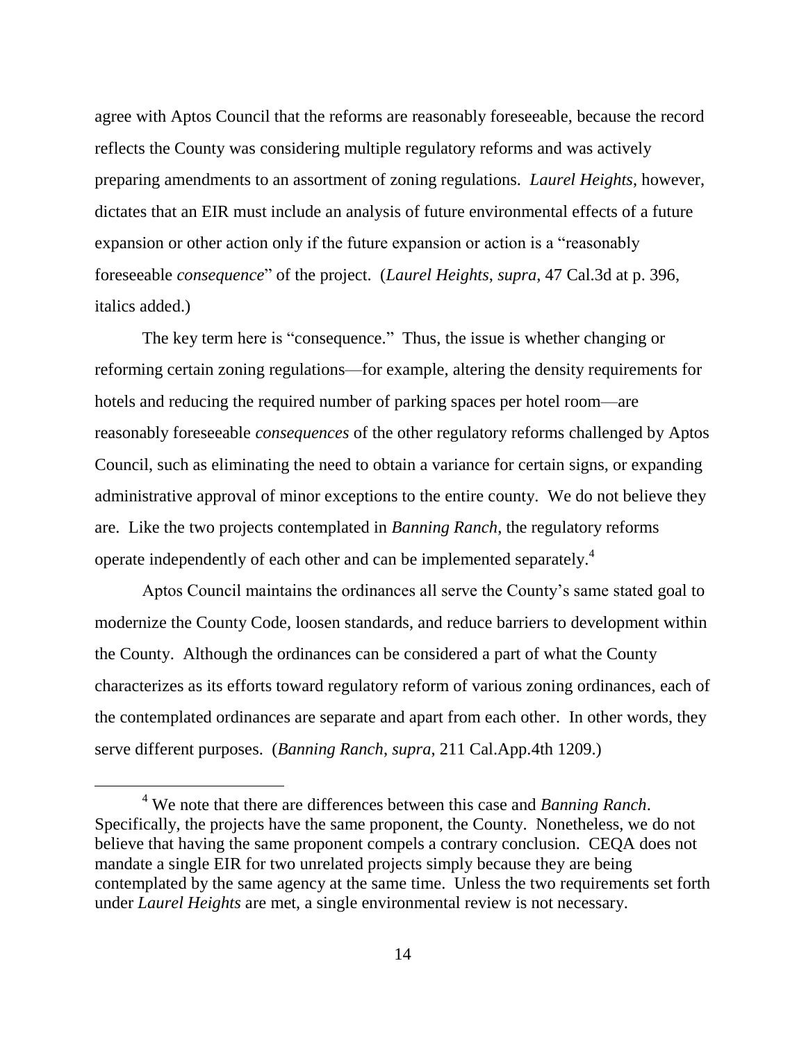agree with Aptos Council that the reforms are reasonably foreseeable, because the record reflects the County was considering multiple regulatory reforms and was actively preparing amendments to an assortment of zoning regulations. *Laurel Heights*, however, dictates that an EIR must include an analysis of future environmental effects of a future expansion or other action only if the future expansion or action is a "reasonably foreseeable *consequence*" of the project. (*Laurel Heights*, *supra*, 47 Cal.3d at p. 396, italics added.)

The key term here is "consequence." Thus, the issue is whether changing or reforming certain zoning regulations—for example, altering the density requirements for hotels and reducing the required number of parking spaces per hotel room—are reasonably foreseeable *consequences* of the other regulatory reforms challenged by Aptos Council, such as eliminating the need to obtain a variance for certain signs, or expanding administrative approval of minor exceptions to the entire county. We do not believe they are. Like the two projects contemplated in *Banning Ranch*, the regulatory reforms operate independently of each other and can be implemented separately.[4]

Aptos Council maintains the ordinances all serve the County's same stated goal to modernize the County Code, loosen standards, and reduce barriers to development within the County. Although the ordinances can be considered a part of what the County characterizes as its efforts toward regulatory reform of various zoning ordinances, each of the contemplated ordinances are separate and apart from each other. In other words, they serve different purposes. (*Banning Ranch*, *supra*, 211 Cal.App.4th 1209.)

---

[4] We note that there are differences between this case and *Banning Ranch*. Specifically, the projects have the same proponent, the County. Nonetheless, we do not believe that having the same proponent compels a contrary conclusion. CEQA does not mandate a single EIR for two unrelated projects simply because they are being contemplated by the same agency at the same time. Unless the two requirements set forth under *Laurel Heights* are met, a single environmental review is not necessary.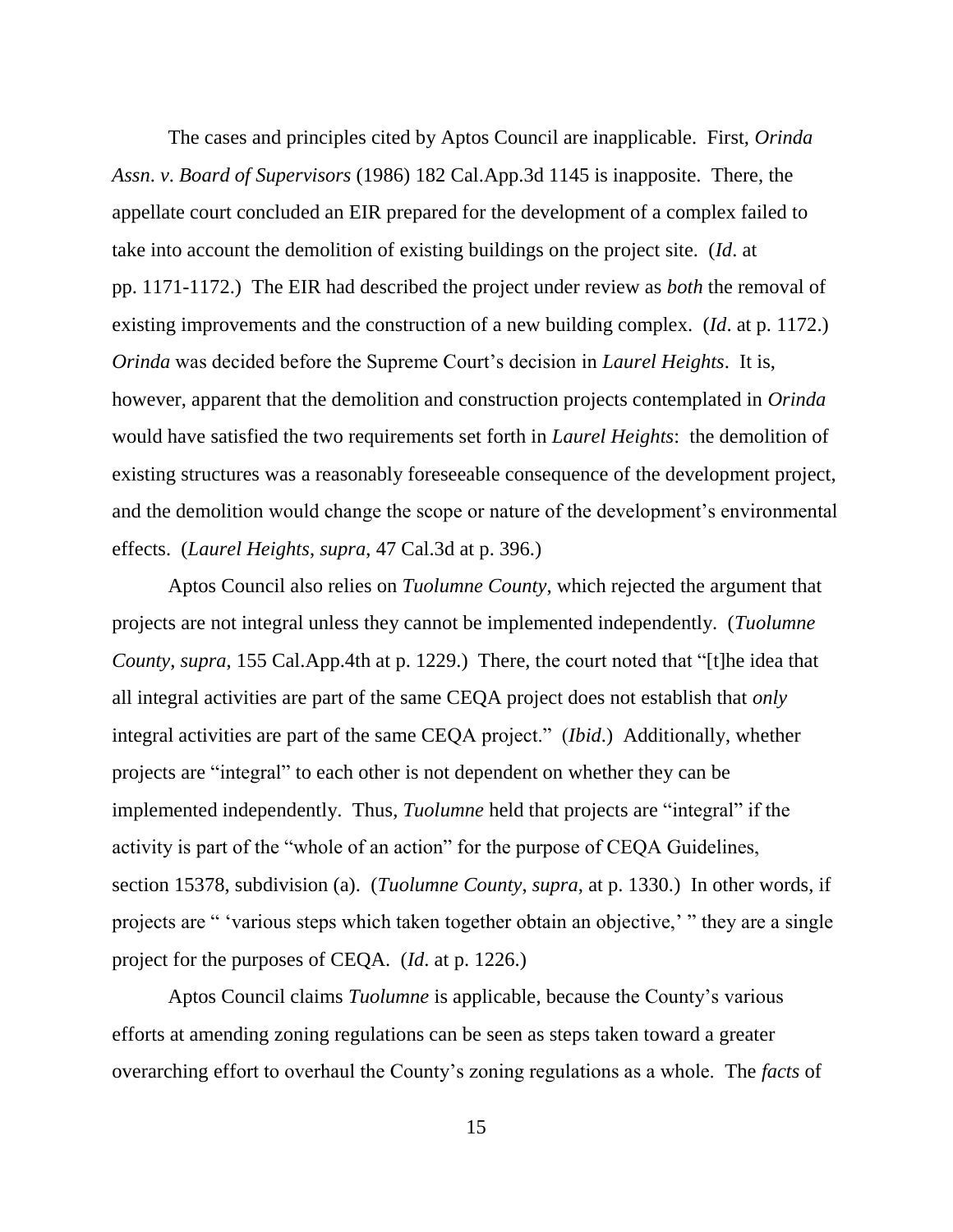The cases and principles cited by Aptos Council are inapplicable. First, *Orinda Assn. v. Board of Supervisors* (1986) 182 Cal.App.3d 1145 is inapposite. There, the appellate court concluded an EIR prepared for the development of a complex failed to take into account the demolition of existing buildings on the project site. (*Id*. at pp. 1171-1172.) The EIR had described the project under review as *both* the removal of existing improvements and the construction of a new building complex. (*Id*. at p. 1172.) *Orinda* was decided before the Supreme Court's decision in *Laurel Heights*. It is, however, apparent that the demolition and construction projects contemplated in *Orinda* would have satisfied the two requirements set forth in *Laurel Heights*: the demolition of existing structures was a reasonably foreseeable consequence of the development project, and the demolition would change the scope or nature of the development's environmental effects. (*Laurel Heights*, *supra*, 47 Cal.3d at p. 396.)

Aptos Council also relies on *Tuolumne County*, which rejected the argument that projects are not integral unless they cannot be implemented independently. (*Tuolumne County*, *supra*, 155 Cal.App.4th at p. 1229.) There, the court noted that "[t]he idea that all integral activities are part of the same CEQA project does not establish that *only* integral activities are part of the same CEQA project." (*Ibid*.) Additionally, whether projects are "integral" to each other is not dependent on whether they can be implemented independently. Thus, *Tuolumne* held that projects are "integral" if the activity is part of the "whole of an action" for the purpose of CEQA Guidelines, section 15378, subdivision (a). (*Tuolumne County*, *supra*, at p. 1330.) In other words, if projects are " 'various steps which taken together obtain an objective,' " they are a single project for the purposes of CEQA. (*Id*. at p. 1226.)

Aptos Council claims *Tuolumne* is applicable, because the County's various efforts at amending zoning regulations can be seen as steps taken toward a greater overarching effort to overhaul the County's zoning regulations as a whole. The *facts* of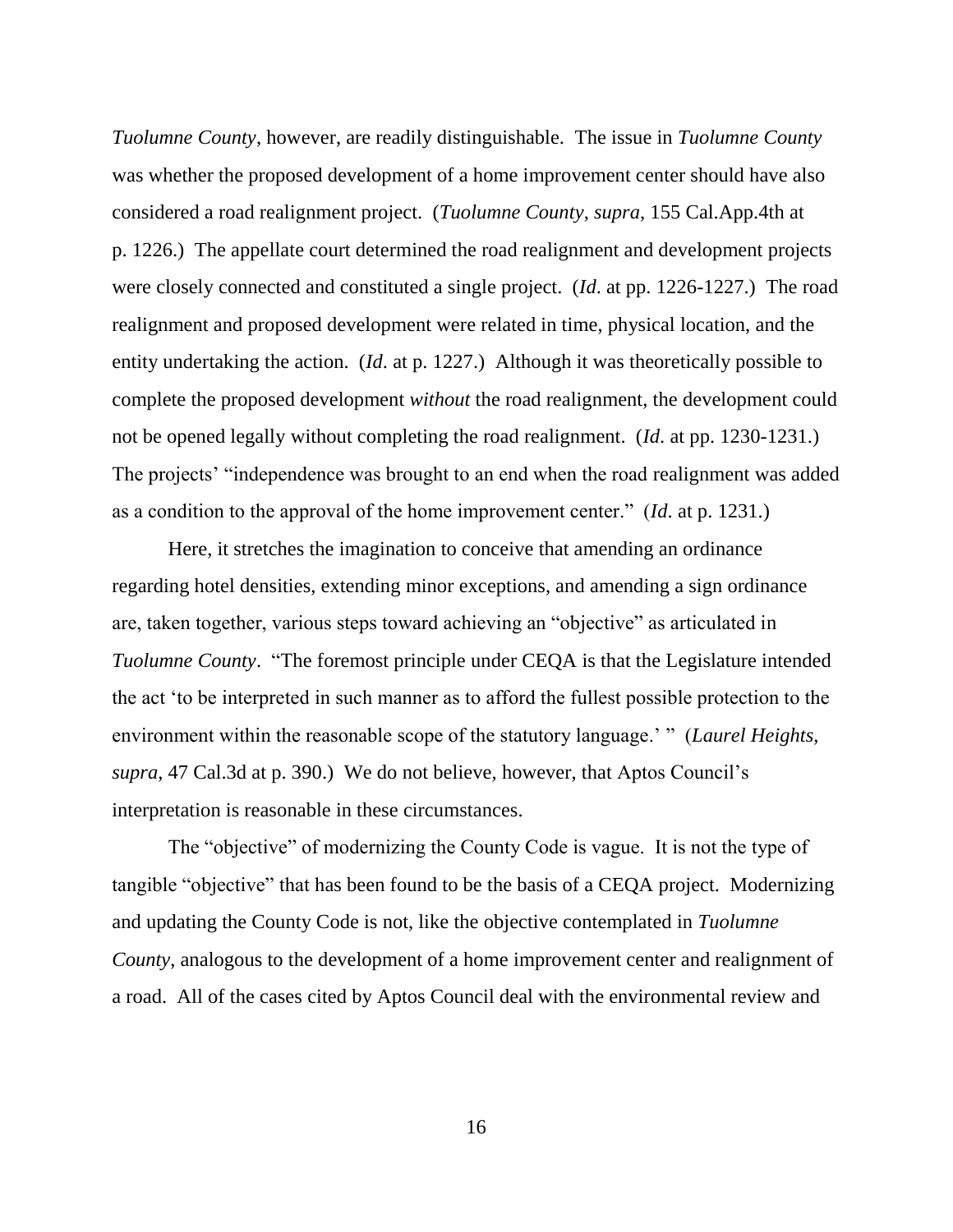*Tuolumne County*, however, are readily distinguishable. The issue in *Tuolumne County* was whether the proposed development of a home improvement center should have also considered a road realignment project. (*Tuolumne County*, *supra*, 155 Cal.App.4th at p. 1226.) The appellate court determined the road realignment and development projects were closely connected and constituted a single project. (*Id*. at pp. 1226-1227.) The road realignment and proposed development were related in time, physical location, and the entity undertaking the action. (*Id*. at p. 1227.) Although it was theoretically possible to complete the proposed development *without* the road realignment, the development could not be opened legally without completing the road realignment. (*Id*. at pp. 1230-1231.) The projects' "independence was brought to an end when the road realignment was added as a condition to the approval of the home improvement center." (*Id*. at p. 1231.)

Here, it stretches the imagination to conceive that amending an ordinance regarding hotel densities, extending minor exceptions, and amending a sign ordinance are, taken together, various steps toward achieving an "objective" as articulated in *Tuolumne County*. "The foremost principle under CEQA is that the Legislature intended the act 'to be interpreted in such manner as to afford the fullest possible protection to the environment within the reasonable scope of the statutory language.' " (*Laurel Heights*, *supra*, 47 Cal.3d at p. 390.) We do not believe, however, that Aptos Council's interpretation is reasonable in these circumstances.

The "objective" of modernizing the County Code is vague. It is not the type of tangible "objective" that has been found to be the basis of a CEQA project. Modernizing and updating the County Code is not, like the objective contemplated in *Tuolumne County*, analogous to the development of a home improvement center and realignment of a road. All of the cases cited by Aptos Council deal with the environmental review and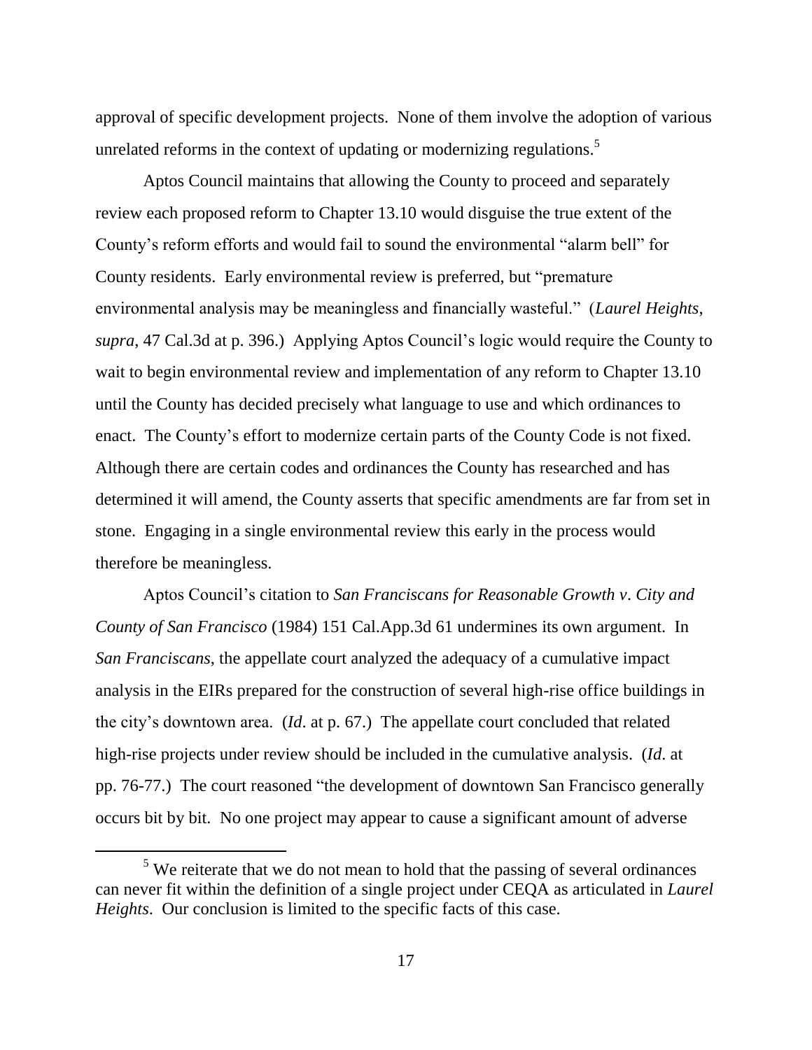approval of specific development projects. None of them involve the adoption of various unrelated reforms in the context of updating or modernizing regulations.[5]

Aptos Council maintains that allowing the County to proceed and separately review each proposed reform to Chapter 13.10 would disguise the true extent of the County's reform efforts and would fail to sound the environmental "alarm bell" for County residents. Early environmental review is preferred, but "premature environmental analysis may be meaningless and financially wasteful." (*Laurel Heights*, *supra*, 47 Cal.3d at p. 396.) Applying Aptos Council's logic would require the County to wait to begin environmental review and implementation of any reform to Chapter 13.10 until the County has decided precisely what language to use and which ordinances to enact. The County's effort to modernize certain parts of the County Code is not fixed. Although there are certain codes and ordinances the County has researched and has determined it will amend, the County asserts that specific amendments are far from set in stone. Engaging in a single environmental review this early in the process would therefore be meaningless.

Aptos Council's citation to *San Franciscans for Reasonable Growth v. City and County of San Francisco* (1984) 151 Cal.App.3d 61 undermines its own argument. In *San Franciscans*, the appellate court analyzed the adequacy of a cumulative impact analysis in the EIRs prepared for the construction of several high-rise office buildings in the city's downtown area. (*Id*. at p. 67.) The appellate court concluded that related high-rise projects under review should be included in the cumulative analysis. (*Id*. at pp. 76-77.) The court reasoned "the development of downtown San Francisco generally occurs bit by bit. No one project may appear to cause a significant amount of adverse

---

[5] We reiterate that we do not mean to hold that the passing of several ordinances can never fit within the definition of a single project under CEQA as articulated in *Laurel Heights*. Our conclusion is limited to the specific facts of this case.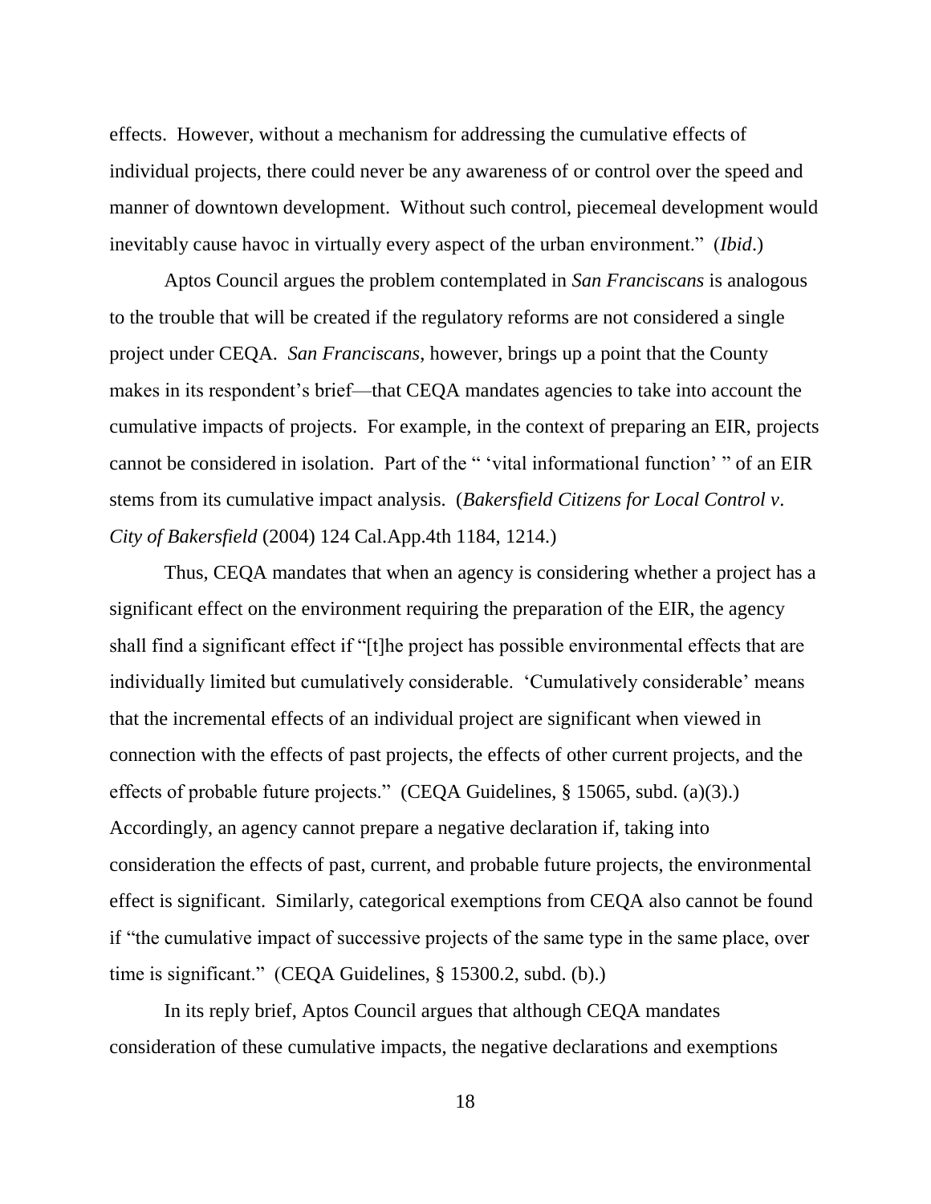effects. However, without a mechanism for addressing the cumulative effects of individual projects, there could never be any awareness of or control over the speed and manner of downtown development. Without such control, piecemeal development would inevitably cause havoc in virtually every aspect of the urban environment." (*Ibid*.)

Aptos Council argues the problem contemplated in *San Franciscans* is analogous to the trouble that will be created if the regulatory reforms are not considered a single project under CEQA. *San Franciscans*, however, brings up a point that the County makes in its respondent's brief—that CEQA mandates agencies to take into account the cumulative impacts of projects. For example, in the context of preparing an EIR, projects cannot be considered in isolation. Part of the " 'vital informational function' " of an EIR stems from its cumulative impact analysis. (*Bakersfield Citizens for Local Control v. City of Bakersfield* (2004) 124 Cal.App.4th 1184, 1214.)

Thus, CEQA mandates that when an agency is considering whether a project has a significant effect on the environment requiring the preparation of the EIR, the agency shall find a significant effect if "[t]he project has possible environmental effects that are individually limited but cumulatively considerable. 'Cumulatively considerable' means that the incremental effects of an individual project are significant when viewed in connection with the effects of past projects, the effects of other current projects, and the effects of probable future projects." (CEQA Guidelines, § 15065, subd. (a)(3).) Accordingly, an agency cannot prepare a negative declaration if, taking into consideration the effects of past, current, and probable future projects, the environmental effect is significant. Similarly, categorical exemptions from CEQA also cannot be found if "the cumulative impact of successive projects of the same type in the same place, over time is significant." (CEQA Guidelines, § 15300.2, subd. (b).)

In its reply brief, Aptos Council argues that although CEQA mandates consideration of these cumulative impacts, the negative declarations and exemptions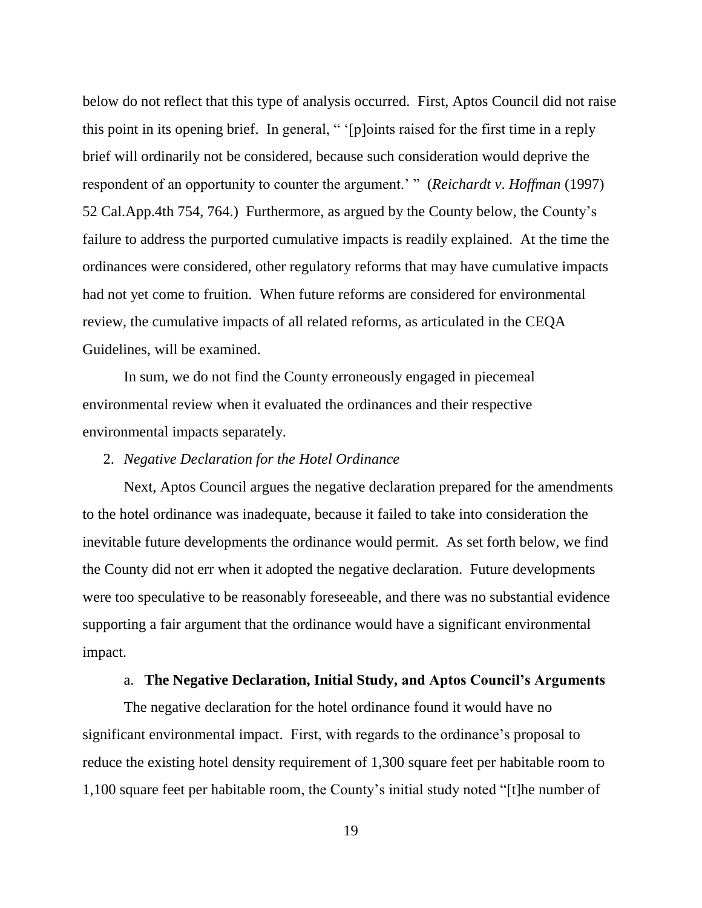below do not reflect that this type of analysis occurred. First, Aptos Council did not raise this point in its opening brief. In general, " '[p]oints raised for the first time in a reply brief will ordinarily not be considered, because such consideration would deprive the respondent of an opportunity to counter the argument.' " (*Reichardt v. Hoffman* (1997) 52 Cal.App.4th 754, 764.) Furthermore, as argued by the County below, the County's failure to address the purported cumulative impacts is readily explained. At the time the ordinances were considered, other regulatory reforms that may have cumulative impacts had not yet come to fruition. When future reforms are considered for environmental review, the cumulative impacts of all related reforms, as articulated in the CEQA Guidelines, will be examined.

In sum, we do not find the County erroneously engaged in piecemeal environmental review when it evaluated the ordinances and their respective environmental impacts separately.

2. *Negative Declaration for the Hotel Ordinance*

Next, Aptos Council argues the negative declaration prepared for the amendments to the hotel ordinance was inadequate, because it failed to take into consideration the inevitable future developments the ordinance would permit. As set forth below, we find the County did not err when it adopted the negative declaration. Future developments were too speculative to be reasonably foreseeable, and there was no substantial evidence supporting a fair argument that the ordinance would have a significant environmental impact.

a. **The Negative Declaration, Initial Study, and Aptos Council's Arguments**

The negative declaration for the hotel ordinance found it would have no significant environmental impact. First, with regards to the ordinance's proposal to reduce the existing hotel density requirement of 1,300 square feet per habitable room to 1,100 square feet per habitable room, the County's initial study noted "[t]he number of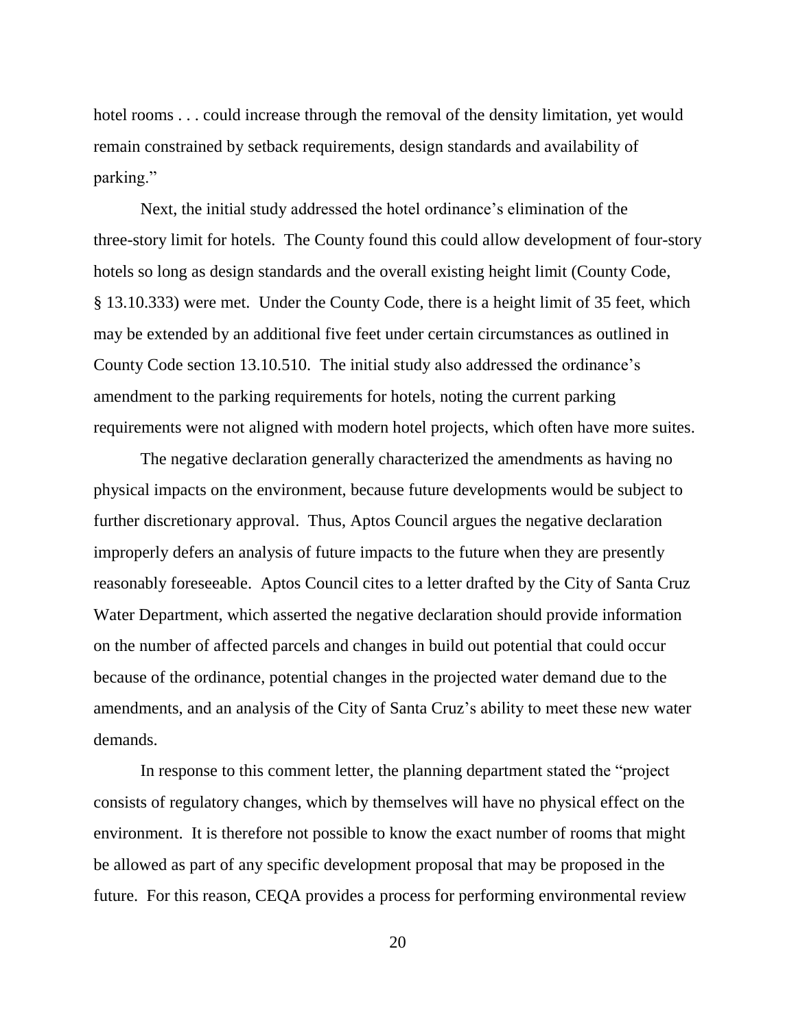hotel rooms . . . could increase through the removal of the density limitation, yet would remain constrained by setback requirements, design standards and availability of parking."

Next, the initial study addressed the hotel ordinance's elimination of the three-story limit for hotels. The County found this could allow development of four-story hotels so long as design standards and the overall existing height limit (County Code, § 13.10.333) were met. Under the County Code, there is a height limit of 35 feet, which may be extended by an additional five feet under certain circumstances as outlined in County Code section 13.10.510. The initial study also addressed the ordinance's amendment to the parking requirements for hotels, noting the current parking requirements were not aligned with modern hotel projects, which often have more suites.

The negative declaration generally characterized the amendments as having no physical impacts on the environment, because future developments would be subject to further discretionary approval. Thus, Aptos Council argues the negative declaration improperly defers an analysis of future impacts to the future when they are presently reasonably foreseeable. Aptos Council cites to a letter drafted by the City of Santa Cruz Water Department, which asserted the negative declaration should provide information on the number of affected parcels and changes in build out potential that could occur because of the ordinance, potential changes in the projected water demand due to the amendments, and an analysis of the City of Santa Cruz's ability to meet these new water demands.

In response to this comment letter, the planning department stated the "project consists of regulatory changes, which by themselves will have no physical effect on the environment. It is therefore not possible to know the exact number of rooms that might be allowed as part of any specific development proposal that may be proposed in the future. For this reason, CEQA provides a process for performing environmental review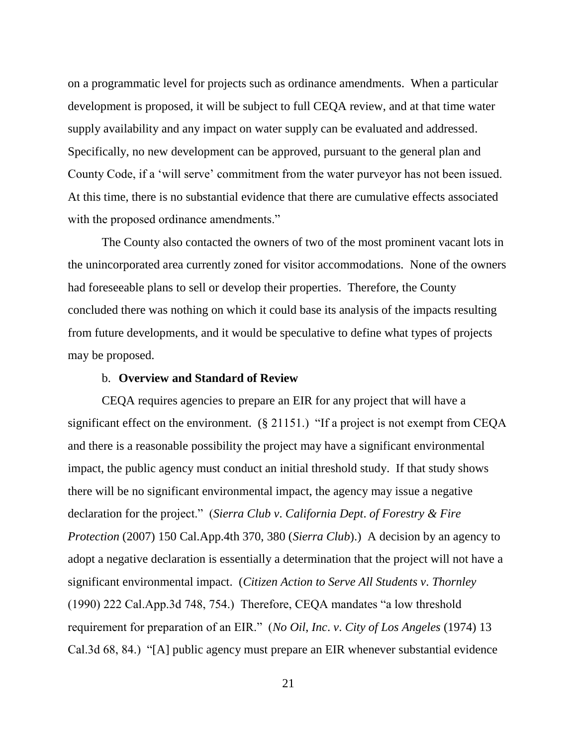on a programmatic level for projects such as ordinance amendments. When a particular development is proposed, it will be subject to full CEQA review, and at that time water supply availability and any impact on water supply can be evaluated and addressed. Specifically, no new development can be approved, pursuant to the general plan and County Code, if a 'will serve' commitment from the water purveyor has not been issued. At this time, there is no substantial evidence that there are cumulative effects associated with the proposed ordinance amendments."

The County also contacted the owners of two of the most prominent vacant lots in the unincorporated area currently zoned for visitor accommodations. None of the owners had foreseeable plans to sell or develop their properties. Therefore, the County concluded there was nothing on which it could base its analysis of the impacts resulting from future developments, and it would be speculative to define what types of projects may be proposed.

b. **Overview and Standard of Review**

CEQA requires agencies to prepare an EIR for any project that will have a significant effect on the environment. (§ 21151.) "If a project is not exempt from CEQA and there is a reasonable possibility the project may have a significant environmental impact, the public agency must conduct an initial threshold study. If that study shows there will be no significant environmental impact, the agency may issue a negative declaration for the project." (*Sierra Club v. California Dept. of Forestry & Fire Protection* (2007) 150 Cal.App.4th 370, 380 (*Sierra Club*).) A decision by an agency to adopt a negative declaration is essentially a determination that the project will not have a significant environmental impact. (*Citizen Action to Serve All Students v. Thornley* (1990) 222 Cal.App.3d 748, 754.) Therefore, CEQA mandates "a low threshold requirement for preparation of an EIR." (*No Oil, Inc. v. City of Los Angeles* (1974) 13 Cal.3d 68, 84.) "[A] public agency must prepare an EIR whenever substantial evidence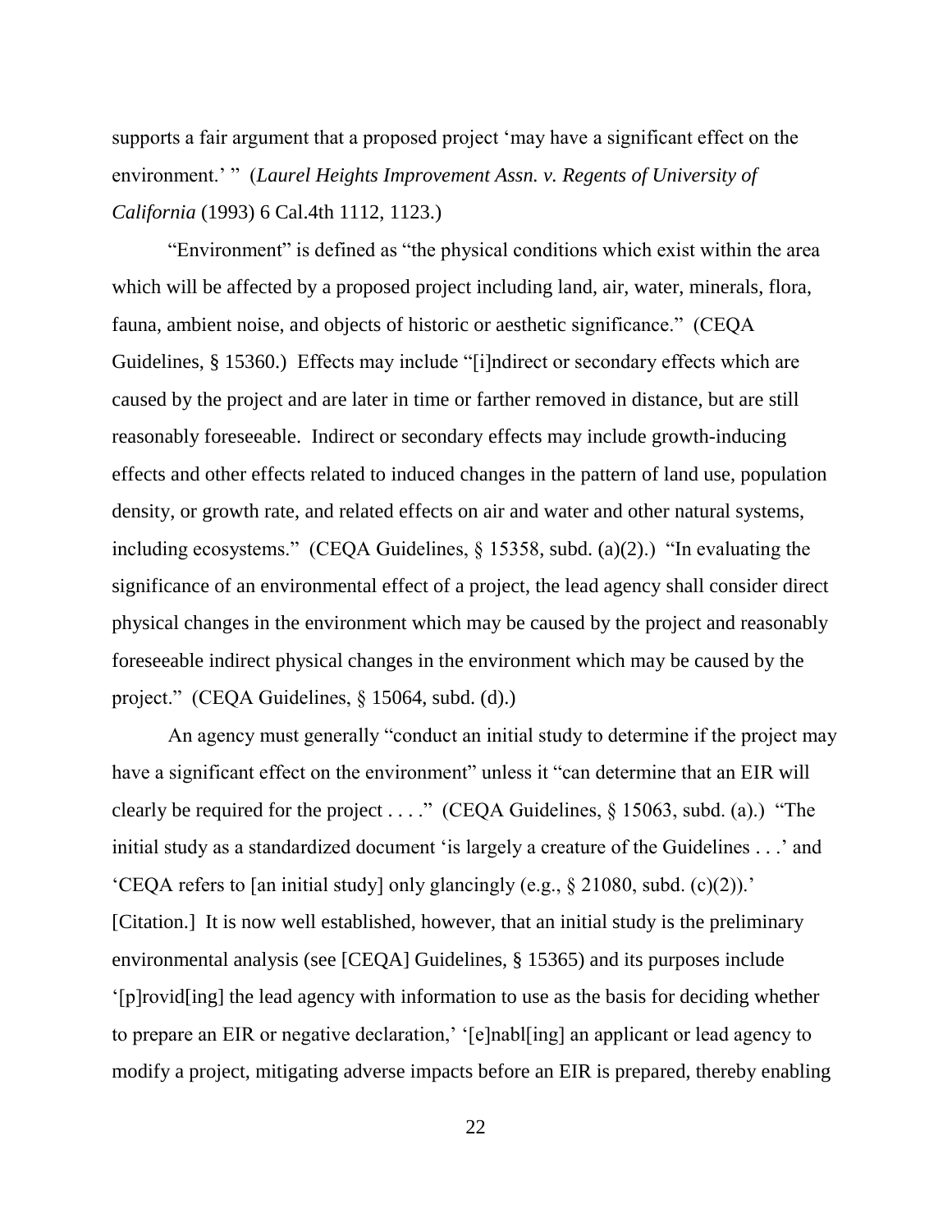supports a fair argument that a proposed project 'may have a significant effect on the environment.' " (*Laurel Heights Improvement Assn. v. Regents of University of California* (1993) 6 Cal.4th 1112, 1123.)

"Environment" is defined as "the physical conditions which exist within the area which will be affected by a proposed project including land, air, water, minerals, flora, fauna, ambient noise, and objects of historic or aesthetic significance." (CEQA Guidelines, § 15360.) Effects may include "[i]ndirect or secondary effects which are caused by the project and are later in time or farther removed in distance, but are still reasonably foreseeable. Indirect or secondary effects may include growth-inducing effects and other effects related to induced changes in the pattern of land use, population density, or growth rate, and related effects on air and water and other natural systems, including ecosystems." (CEQA Guidelines, § 15358, subd. (a)(2).) "In evaluating the significance of an environmental effect of a project, the lead agency shall consider direct physical changes in the environment which may be caused by the project and reasonably foreseeable indirect physical changes in the environment which may be caused by the project." (CEQA Guidelines, § 15064, subd. (d).)

An agency must generally "conduct an initial study to determine if the project may have a significant effect on the environment" unless it "can determine that an EIR will clearly be required for the project . . . ." (CEQA Guidelines, § 15063, subd. (a).) "The initial study as a standardized document 'is largely a creature of the Guidelines . . .' and 'CEQA refers to [an initial study] only glancingly (e.g., § 21080, subd. (c)(2)).' [Citation.] It is now well established, however, that an initial study is the preliminary environmental analysis (see [CEQA] Guidelines, § 15365) and its purposes include '[p]rovid[ing] the lead agency with information to use as the basis for deciding whether to prepare an EIR or negative declaration,' '[e]nabl[ing] an applicant or lead agency to modify a project, mitigating adverse impacts before an EIR is prepared, thereby enabling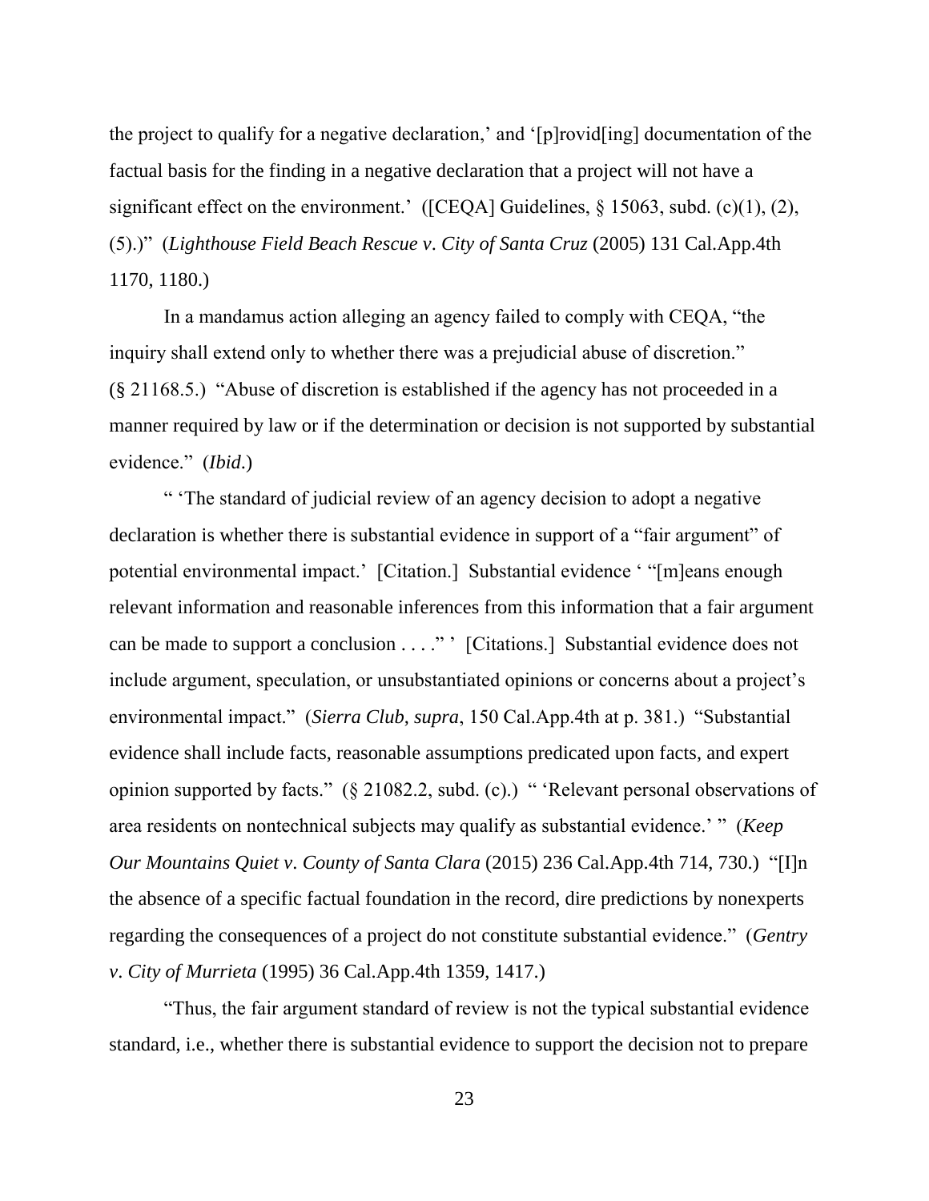the project to qualify for a negative declaration,' and '[p]rovid[ing] documentation of the factual basis for the finding in a negative declaration that a project will not have a significant effect on the environment.' ([CEQA] Guidelines, § 15063, subd. (c)(1), (2), (5).)" (*Lighthouse Field Beach Rescue v. City of Santa Cruz* (2005) 131 Cal.App.4th 1170, 1180.)

In a mandamus action alleging an agency failed to comply with CEQA, "the inquiry shall extend only to whether there was a prejudicial abuse of discretion." (§ 21168.5.) "Abuse of discretion is established if the agency has not proceeded in a manner required by law or if the determination or decision is not supported by substantial evidence." (*Ibid*.)

" 'The standard of judicial review of an agency decision to adopt a negative declaration is whether there is substantial evidence in support of a "fair argument" of potential environmental impact.' [Citation.] Substantial evidence ' "[m]eans enough relevant information and reasonable inferences from this information that a fair argument can be made to support a conclusion . . . ." ' [Citations.] Substantial evidence does not include argument, speculation, or unsubstantiated opinions or concerns about a project's environmental impact." (*Sierra Club*, *supra*, 150 Cal.App.4th at p. 381.) "Substantial evidence shall include facts, reasonable assumptions predicated upon facts, and expert opinion supported by facts." (§ 21082.2, subd. (c).) " 'Relevant personal observations of area residents on nontechnical subjects may qualify as substantial evidence.' " (*Keep Our Mountains Quiet v. County of Santa Clara* (2015) 236 Cal.App.4th 714, 730.) "[I]n the absence of a specific factual foundation in the record, dire predictions by nonexperts regarding the consequences of a project do not constitute substantial evidence." (*Gentry v. City of Murrieta* (1995) 36 Cal.App.4th 1359, 1417.)

"Thus, the fair argument standard of review is not the typical substantial evidence standard, i.e., whether there is substantial evidence to support the decision not to prepare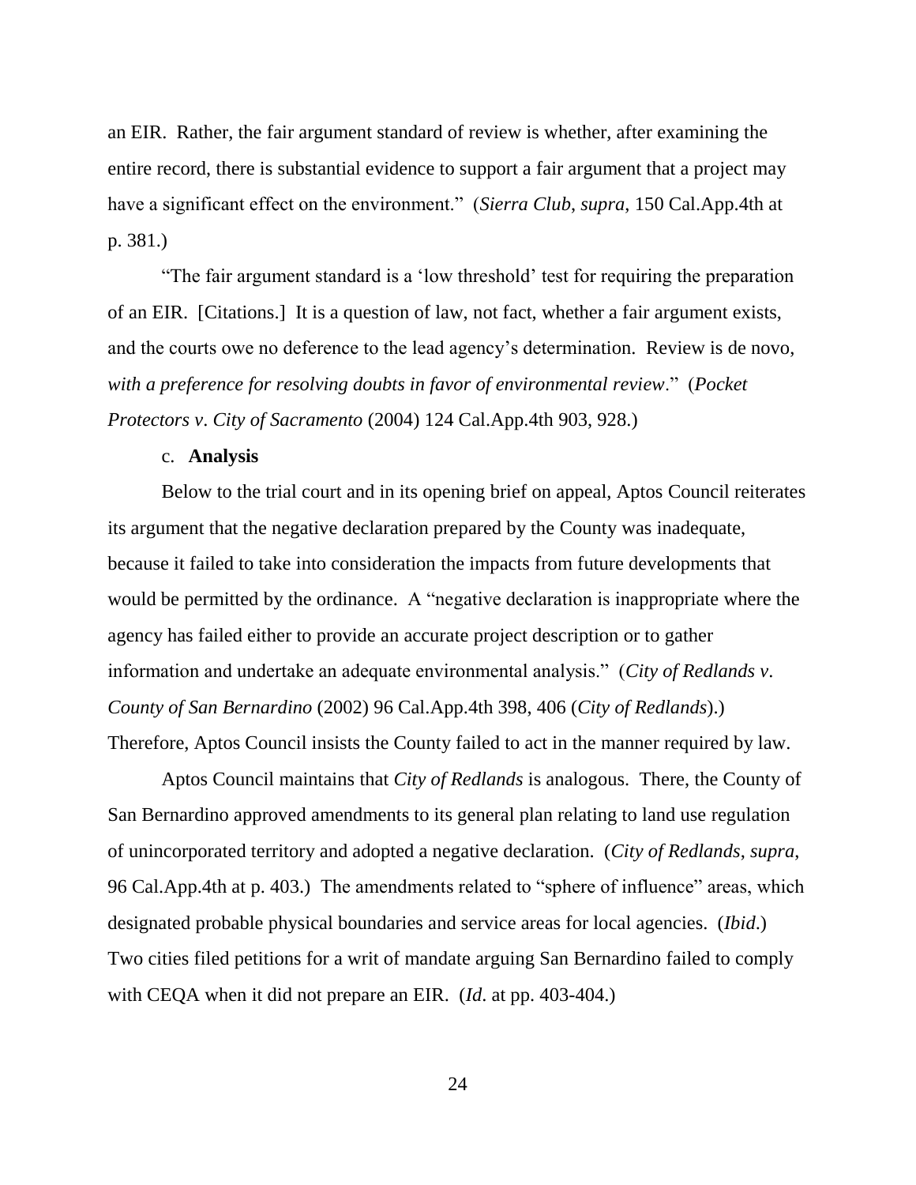an EIR. Rather, the fair argument standard of review is whether, after examining the entire record, there is substantial evidence to support a fair argument that a project may have a significant effect on the environment." (*Sierra Club*, *supra*, 150 Cal.App.4th at p. 381.)

"The fair argument standard is a 'low threshold' test for requiring the preparation of an EIR. [Citations.] It is a question of law, not fact, whether a fair argument exists, and the courts owe no deference to the lead agency's determination. Review is de novo, *with a preference for resolving doubts in favor of environmental review*." (*Pocket Protectors v. City of Sacramento* (2004) 124 Cal.App.4th 903, 928.)

c. **Analysis**

Below to the trial court and in its opening brief on appeal, Aptos Council reiterates its argument that the negative declaration prepared by the County was inadequate, because it failed to take into consideration the impacts from future developments that would be permitted by the ordinance. A "negative declaration is inappropriate where the agency has failed either to provide an accurate project description or to gather information and undertake an adequate environmental analysis." (*City of Redlands v. County of San Bernardino* (2002) 96 Cal.App.4th 398, 406 (*City of Redlands*).) Therefore, Aptos Council insists the County failed to act in the manner required by law.

Aptos Council maintains that *City of Redlands* is analogous. There, the County of San Bernardino approved amendments to its general plan relating to land use regulation of unincorporated territory and adopted a negative declaration. (*City of Redlands*, *supra*, 96 Cal.App.4th at p. 403.) The amendments related to "sphere of influence" areas, which designated probable physical boundaries and service areas for local agencies. (*Ibid*.) Two cities filed petitions for a writ of mandate arguing San Bernardino failed to comply with CEQA when it did not prepare an EIR. (*Id*. at pp. 403-404.)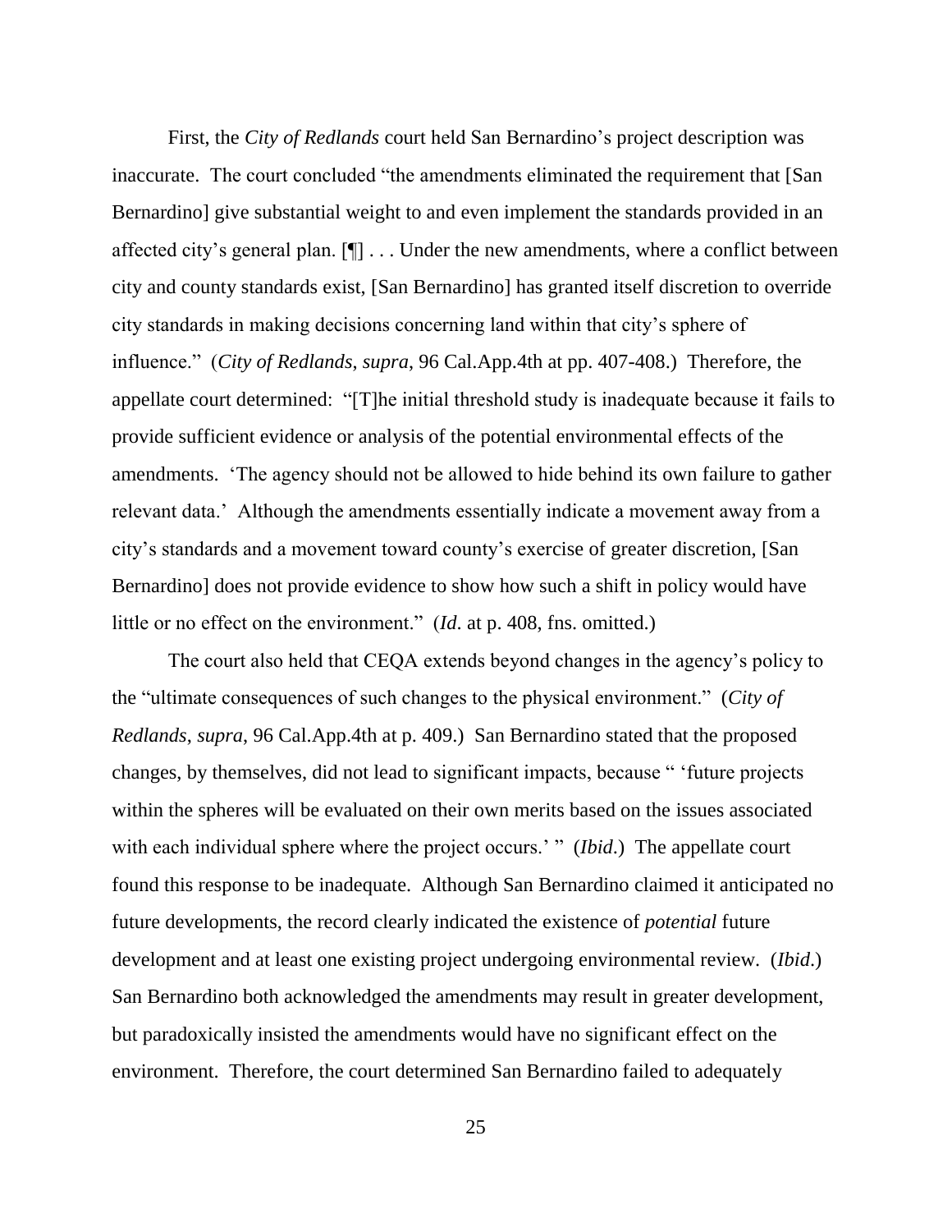First, the *City of Redlands* court held San Bernardino's project description was inaccurate. The court concluded "the amendments eliminated the requirement that [San Bernardino] give substantial weight to and even implement the standards provided in an affected city's general plan. [¶] . . . Under the new amendments, where a conflict between city and county standards exist, [San Bernardino] has granted itself discretion to override city standards in making decisions concerning land within that city's sphere of influence." (*City of Redlands*, *supra*, 96 Cal.App.4th at pp. 407-408.) Therefore, the appellate court determined: "[T]he initial threshold study is inadequate because it fails to provide sufficient evidence or analysis of the potential environmental effects of the amendments. 'The agency should not be allowed to hide behind its own failure to gather relevant data.' Although the amendments essentially indicate a movement away from a city's standards and a movement toward county's exercise of greater discretion, [San Bernardino] does not provide evidence to show how such a shift in policy would have little or no effect on the environment." (*Id*. at p. 408, fns. omitted.)

The court also held that CEQA extends beyond changes in the agency's policy to the "ultimate consequences of such changes to the physical environment." (*City of Redlands*, *supra*, 96 Cal.App.4th at p. 409.) San Bernardino stated that the proposed changes, by themselves, did not lead to significant impacts, because " 'future projects within the spheres will be evaluated on their own merits based on the issues associated with each individual sphere where the project occurs.' " (*Ibid*.) The appellate court found this response to be inadequate. Although San Bernardino claimed it anticipated no future developments, the record clearly indicated the existence of *potential* future development and at least one existing project undergoing environmental review. (*Ibid*.) San Bernardino both acknowledged the amendments may result in greater development, but paradoxically insisted the amendments would have no significant effect on the environment. Therefore, the court determined San Bernardino failed to adequately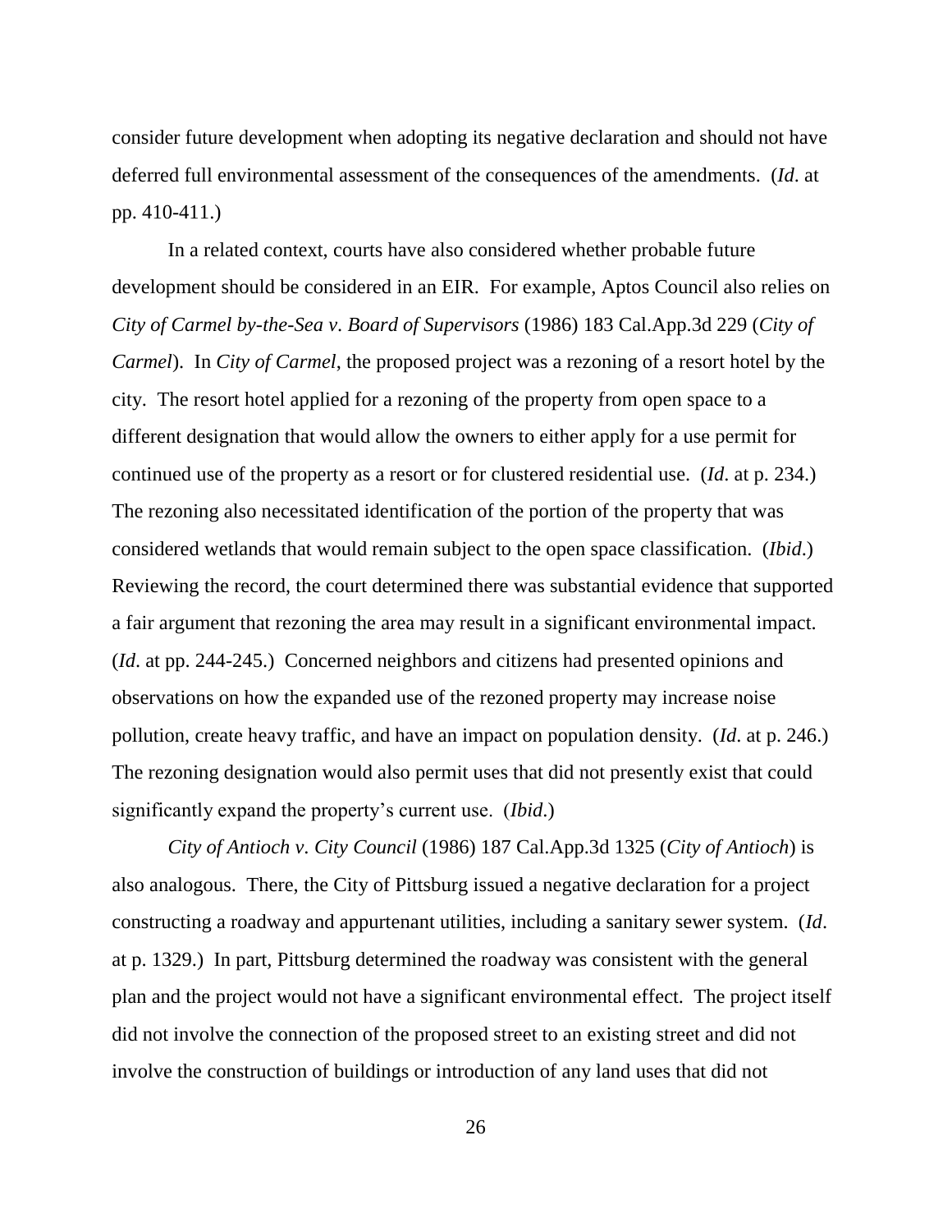consider future development when adopting its negative declaration and should not have deferred full environmental assessment of the consequences of the amendments. (*Id*. at pp. 410-411.)

In a related context, courts have also considered whether probable future development should be considered in an EIR. For example, Aptos Council also relies on *City of Carmel by-the-Sea v. Board of Supervisors* (1986) 183 Cal.App.3d 229 (*City of Carmel*). In *City of Carmel*, the proposed project was a rezoning of a resort hotel by the city. The resort hotel applied for a rezoning of the property from open space to a different designation that would allow the owners to either apply for a use permit for continued use of the property as a resort or for clustered residential use. (*Id*. at p. 234.) The rezoning also necessitated identification of the portion of the property that was considered wetlands that would remain subject to the open space classification. (*Ibid*.) Reviewing the record, the court determined there was substantial evidence that supported a fair argument that rezoning the area may result in a significant environmental impact. (*Id*. at pp. 244-245.) Concerned neighbors and citizens had presented opinions and observations on how the expanded use of the rezoned property may increase noise pollution, create heavy traffic, and have an impact on population density. (*Id*. at p. 246.) The rezoning designation would also permit uses that did not presently exist that could significantly expand the property's current use. (*Ibid*.)

*City of Antioch v. City Council* (1986) 187 Cal.App.3d 1325 (*City of Antioch*) is also analogous. There, the City of Pittsburg issued a negative declaration for a project constructing a roadway and appurtenant utilities, including a sanitary sewer system. (*Id*. at p. 1329.) In part, Pittsburg determined the roadway was consistent with the general plan and the project would not have a significant environmental effect. The project itself did not involve the connection of the proposed street to an existing street and did not involve the construction of buildings or introduction of any land uses that did not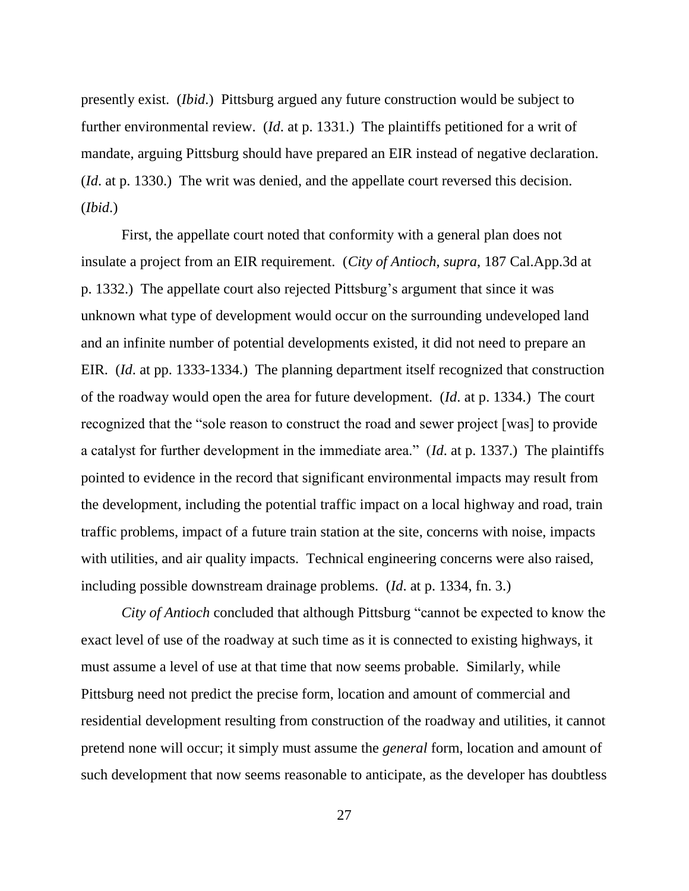presently exist. (*Ibid*.) Pittsburg argued any future construction would be subject to further environmental review. (*Id*. at p. 1331.) The plaintiffs petitioned for a writ of mandate, arguing Pittsburg should have prepared an EIR instead of negative declaration. (*Id*. at p. 1330.) The writ was denied, and the appellate court reversed this decision. (*Ibid*.)

First, the appellate court noted that conformity with a general plan does not insulate a project from an EIR requirement. (*City of Antioch, supra,* 187 Cal.App.3d at p. 1332.) The appellate court also rejected Pittsburg's argument that since it was unknown what type of development would occur on the surrounding undeveloped land and an infinite number of potential developments existed, it did not need to prepare an EIR. (*Id*. at pp. 1333-1334.) The planning department itself recognized that construction of the roadway would open the area for future development. (*Id*. at p. 1334.) The court recognized that the "sole reason to construct the road and sewer project [was] to provide a catalyst for further development in the immediate area." (*Id*. at p. 1337.) The plaintiffs pointed to evidence in the record that significant environmental impacts may result from the development, including the potential traffic impact on a local highway and road, train traffic problems, impact of a future train station at the site, concerns with noise, impacts with utilities, and air quality impacts. Technical engineering concerns were also raised, including possible downstream drainage problems. (*Id*. at p. 1334, fn. 3.)

*City of Antioch* concluded that although Pittsburg "cannot be expected to know the exact level of use of the roadway at such time as it is connected to existing highways, it must assume a level of use at that time that now seems probable. Similarly, while Pittsburg need not predict the precise form, location and amount of commercial and residential development resulting from construction of the roadway and utilities, it cannot pretend none will occur; it simply must assume the *general* form, location and amount of such development that now seems reasonable to anticipate, as the developer has doubtless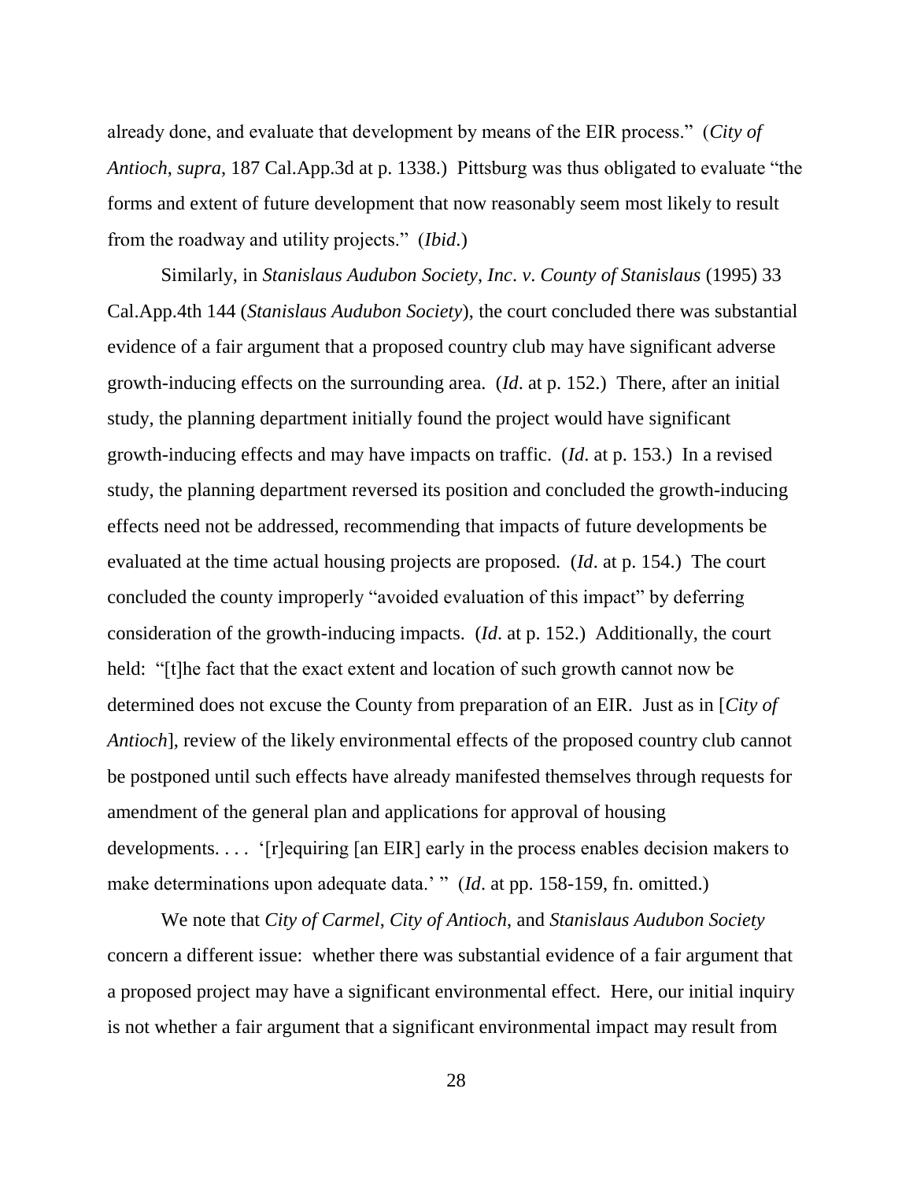already done, and evaluate that development by means of the EIR process." (*City of Antioch*, *supra*, 187 Cal.App.3d at p. 1338.) Pittsburg was thus obligated to evaluate "the forms and extent of future development that now reasonably seem most likely to result from the roadway and utility projects." (*Ibid*.)

Similarly, in *Stanislaus Audubon Society*, *Inc*. *v*. *County of Stanislaus* (1995) 33 Cal.App.4th 144 (*Stanislaus Audubon Society*), the court concluded there was substantial evidence of a fair argument that a proposed country club may have significant adverse growth-inducing effects on the surrounding area. (*Id*. at p. 152.) There, after an initial study, the planning department initially found the project would have significant growth-inducing effects and may have impacts on traffic. (*Id*. at p. 153.) In a revised study, the planning department reversed its position and concluded the growth-inducing effects need not be addressed, recommending that impacts of future developments be evaluated at the time actual housing projects are proposed. (*Id*. at p. 154.) The court concluded the county improperly "avoided evaluation of this impact" by deferring consideration of the growth-inducing impacts. (*Id*. at p. 152.) Additionally, the court held: "[t]he fact that the exact extent and location of such growth cannot now be determined does not excuse the County from preparation of an EIR. Just as in [*City of Antioch*], review of the likely environmental effects of the proposed country club cannot be postponed until such effects have already manifested themselves through requests for amendment of the general plan and applications for approval of housing developments. . . . '[r]equiring [an EIR] early in the process enables decision makers to make determinations upon adequate data.' " (*Id*. at pp. 158-159, fn. omitted.)

We note that *City of Carmel, City of Antioch*, and *Stanislaus Audubon Society* concern a different issue: whether there was substantial evidence of a fair argument that a proposed project may have a significant environmental effect. Here, our initial inquiry is not whether a fair argument that a significant environmental impact may result from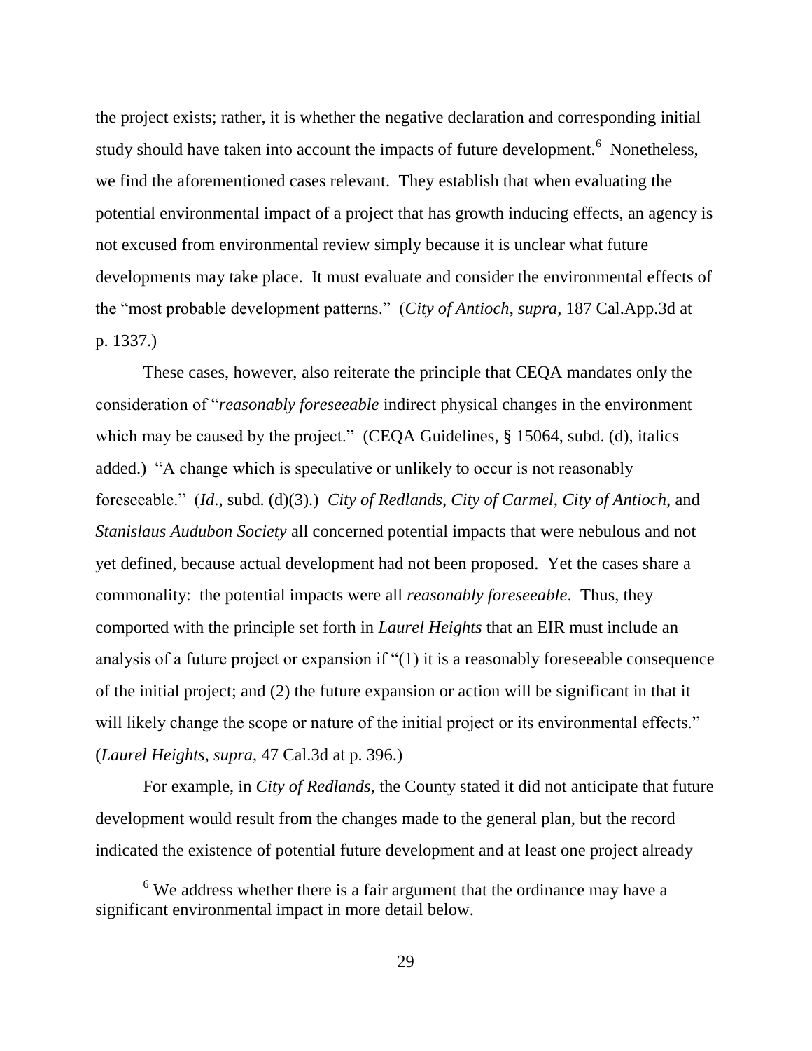the project exists; rather, it is whether the negative declaration and corresponding initial study should have taken into account the impacts of future development.[6] Nonetheless, we find the aforementioned cases relevant. They establish that when evaluating the potential environmental impact of a project that has growth inducing effects, an agency is not excused from environmental review simply because it is unclear what future developments may take place. It must evaluate and consider the environmental effects of the "most probable development patterns." (*City of Antioch*, *supra*, 187 Cal.App.3d at p. 1337.)

These cases, however, also reiterate the principle that CEQA mandates only the consideration of "*reasonably foreseeable* indirect physical changes in the environment which may be caused by the project." (CEQA Guidelines, § 15064, subd. (d), italics added.) "A change which is speculative or unlikely to occur is not reasonably foreseeable." (*Id*., subd. (d)(3).) *City of Redlands*, *City of Carmel*, *City of Antioch*, and *Stanislaus Audubon Society* all concerned potential impacts that were nebulous and not yet defined, because actual development had not been proposed. Yet the cases share a commonality: the potential impacts were all *reasonably foreseeable*. Thus, they comported with the principle set forth in *Laurel Heights* that an EIR must include an analysis of a future project or expansion if "(1) it is a reasonably foreseeable consequence of the initial project; and (2) the future expansion or action will be significant in that it will likely change the scope or nature of the initial project or its environmental effects." (*Laurel Heights*, *supra*, 47 Cal.3d at p. 396.)

For example, in *City of Redlands*, the County stated it did not anticipate that future development would result from the changes made to the general plan, but the record indicated the existence of potential future development and at least one project already

[6] We address whether there is a fair argument that the ordinance may have a significant environmental impact in more detail below.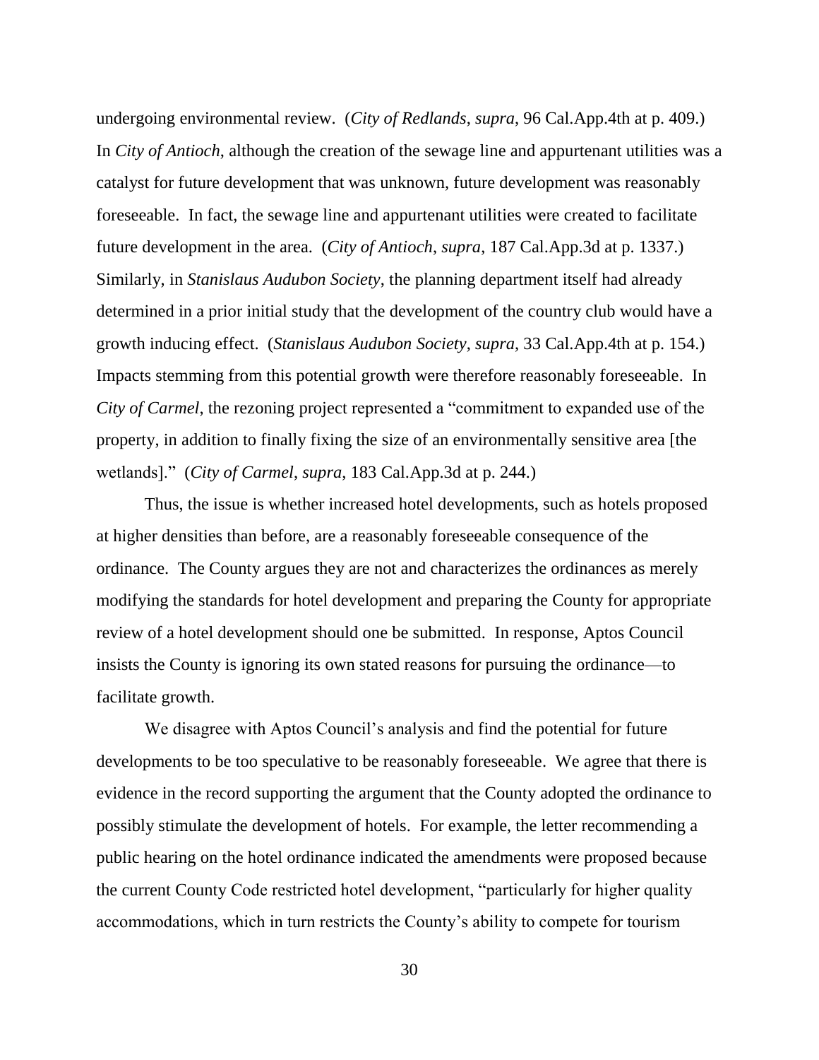undergoing environmental review. (*City of Redlands*, *supra*, 96 Cal.App.4th at p. 409.) In *City of Antioch*, although the creation of the sewage line and appurtenant utilities was a catalyst for future development that was unknown, future development was reasonably foreseeable. In fact, the sewage line and appurtenant utilities were created to facilitate future development in the area. (*City of Antioch*, *supra*, 187 Cal.App.3d at p. 1337.) Similarly, in *Stanislaus Audubon Society*, the planning department itself had already determined in a prior initial study that the development of the country club would have a growth inducing effect. (*Stanislaus Audubon Society*, *supra*, 33 Cal.App.4th at p. 154.) Impacts stemming from this potential growth were therefore reasonably foreseeable. In *City of Carmel*, the rezoning project represented a "commitment to expanded use of the property, in addition to finally fixing the size of an environmentally sensitive area [the wetlands]." (*City of Carmel*, *supra*, 183 Cal.App.3d at p. 244.)

Thus, the issue is whether increased hotel developments, such as hotels proposed at higher densities than before, are a reasonably foreseeable consequence of the ordinance. The County argues they are not and characterizes the ordinances as merely modifying the standards for hotel development and preparing the County for appropriate review of a hotel development should one be submitted. In response, Aptos Council insists the County is ignoring its own stated reasons for pursuing the ordinance—to facilitate growth.

We disagree with Aptos Council's analysis and find the potential for future developments to be too speculative to be reasonably foreseeable. We agree that there is evidence in the record supporting the argument that the County adopted the ordinance to possibly stimulate the development of hotels. For example, the letter recommending a public hearing on the hotel ordinance indicated the amendments were proposed because the current County Code restricted hotel development, "particularly for higher quality accommodations, which in turn restricts the County's ability to compete for tourism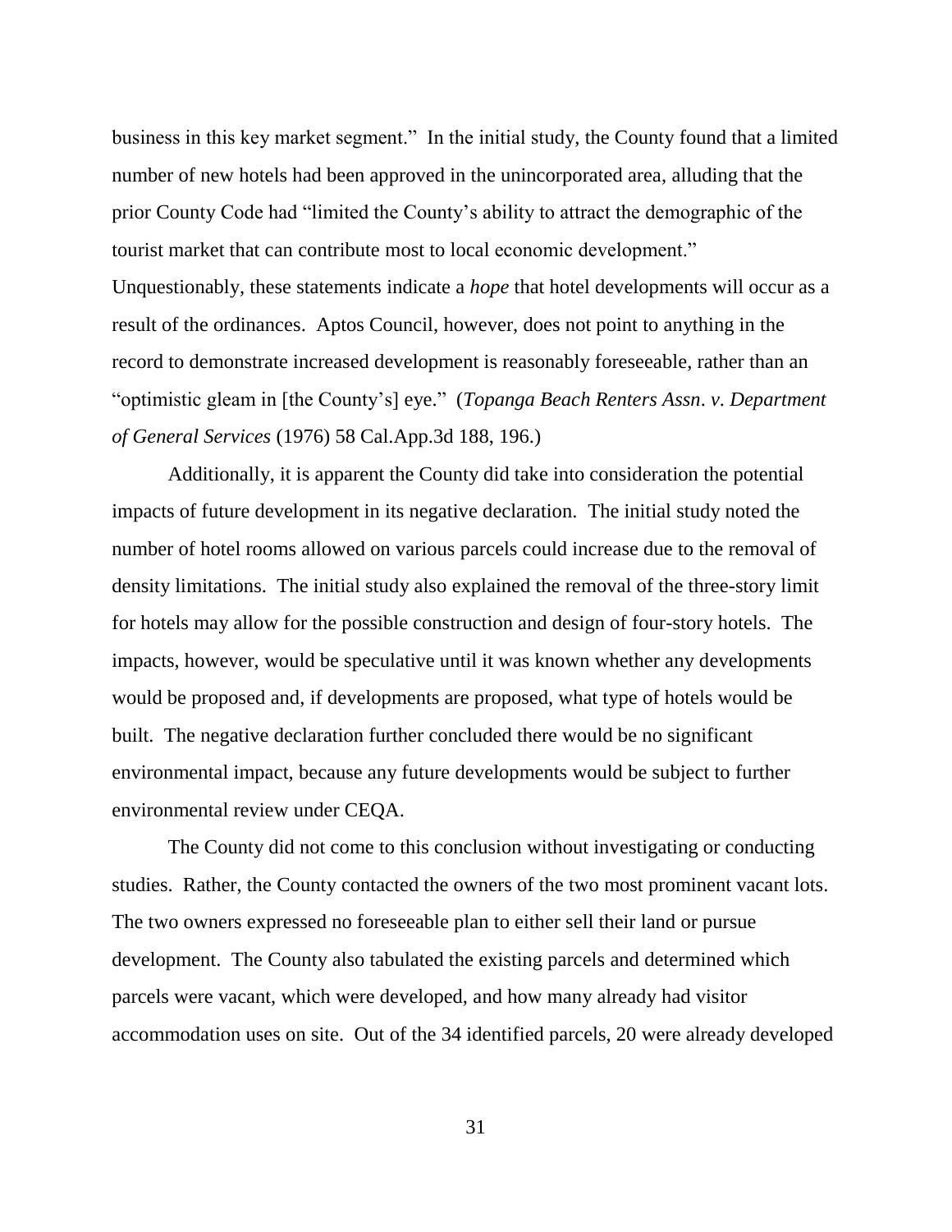business in this key market segment." In the initial study, the County found that a limited number of new hotels had been approved in the unincorporated area, alluding that the prior County Code had "limited the County's ability to attract the demographic of the tourist market that can contribute most to local economic development." Unquestionably, these statements indicate a *hope* that hotel developments will occur as a result of the ordinances. Aptos Council, however, does not point to anything in the record to demonstrate increased development is reasonably foreseeable, rather than an "optimistic gleam in [the County's] eye." (*Topanga Beach Renters Assn*. *v*. *Department of General Services* (1976) 58 Cal.App.3d 188, 196.)

Additionally, it is apparent the County did take into consideration the potential impacts of future development in its negative declaration. The initial study noted the number of hotel rooms allowed on various parcels could increase due to the removal of density limitations. The initial study also explained the removal of the three-story limit for hotels may allow for the possible construction and design of four-story hotels. The impacts, however, would be speculative until it was known whether any developments would be proposed and, if developments are proposed, what type of hotels would be built. The negative declaration further concluded there would be no significant environmental impact, because any future developments would be subject to further environmental review under CEQA.

The County did not come to this conclusion without investigating or conducting studies. Rather, the County contacted the owners of the two most prominent vacant lots. The two owners expressed no foreseeable plan to either sell their land or pursue development. The County also tabulated the existing parcels and determined which parcels were vacant, which were developed, and how many already had visitor accommodation uses on site. Out of the 34 identified parcels, 20 were already developed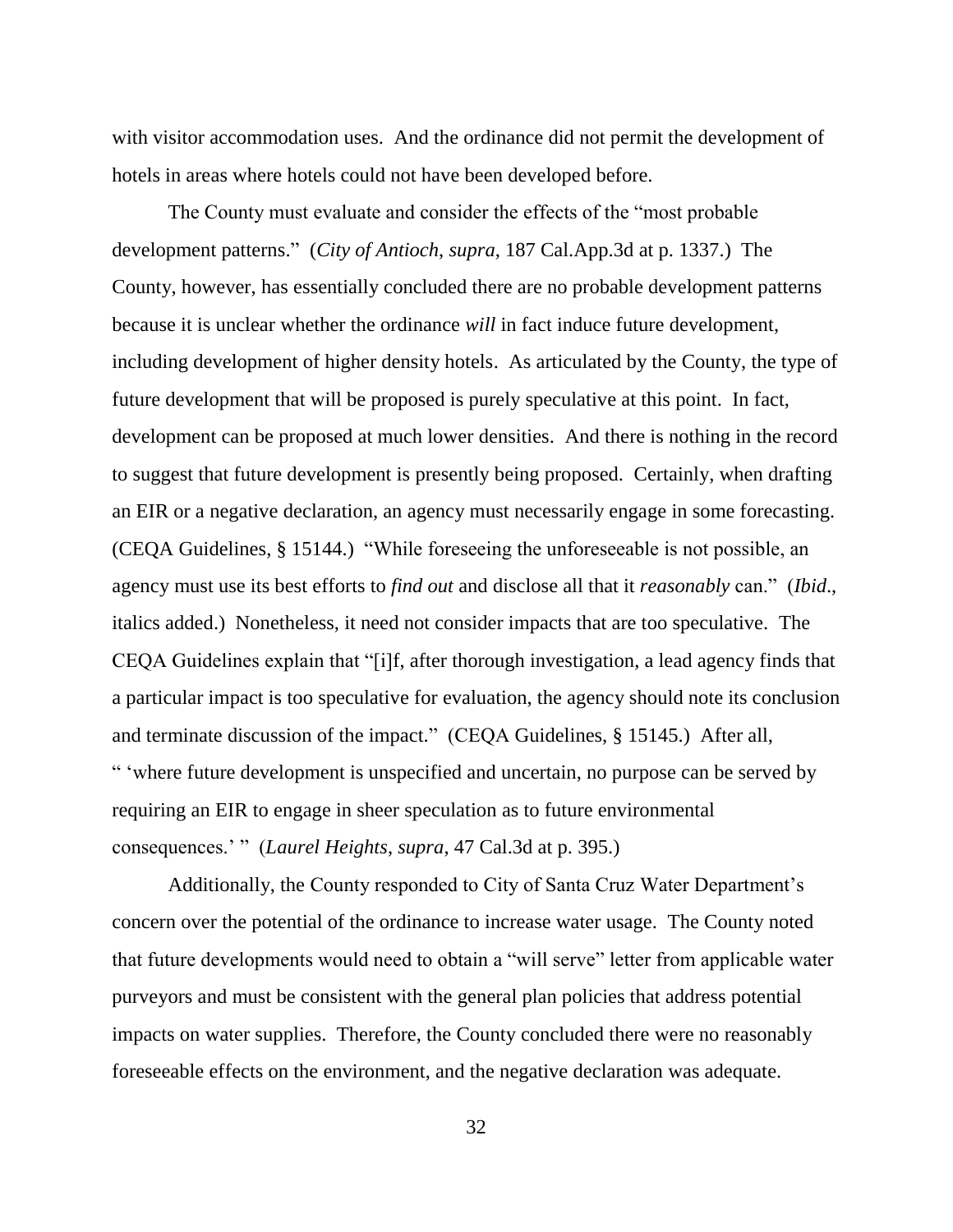with visitor accommodation uses. And the ordinance did not permit the development of hotels in areas where hotels could not have been developed before.

The County must evaluate and consider the effects of the "most probable development patterns." (*City of Antioch*, *supra*, 187 Cal.App.3d at p. 1337.) The County, however, has essentially concluded there are no probable development patterns because it is unclear whether the ordinance *will* in fact induce future development, including development of higher density hotels. As articulated by the County, the type of future development that will be proposed is purely speculative at this point. In fact, development can be proposed at much lower densities. And there is nothing in the record to suggest that future development is presently being proposed. Certainly, when drafting an EIR or a negative declaration, an agency must necessarily engage in some forecasting. (CEQA Guidelines, § 15144.) "While foreseeing the unforeseeable is not possible, an agency must use its best efforts to *find out* and disclose all that it *reasonably* can." (*Ibid*., italics added.) Nonetheless, it need not consider impacts that are too speculative. The CEQA Guidelines explain that "[i]f, after thorough investigation, a lead agency finds that a particular impact is too speculative for evaluation, the agency should note its conclusion and terminate discussion of the impact." (CEQA Guidelines, § 15145.) After all, " 'where future development is unspecified and uncertain, no purpose can be served by requiring an EIR to engage in sheer speculation as to future environmental consequences.' " (*Laurel Heights*, *supra*, 47 Cal.3d at p. 395.)

Additionally, the County responded to City of Santa Cruz Water Department's concern over the potential of the ordinance to increase water usage. The County noted that future developments would need to obtain a "will serve" letter from applicable water purveyors and must be consistent with the general plan policies that address potential impacts on water supplies. Therefore, the County concluded there were no reasonably foreseeable effects on the environment, and the negative declaration was adequate.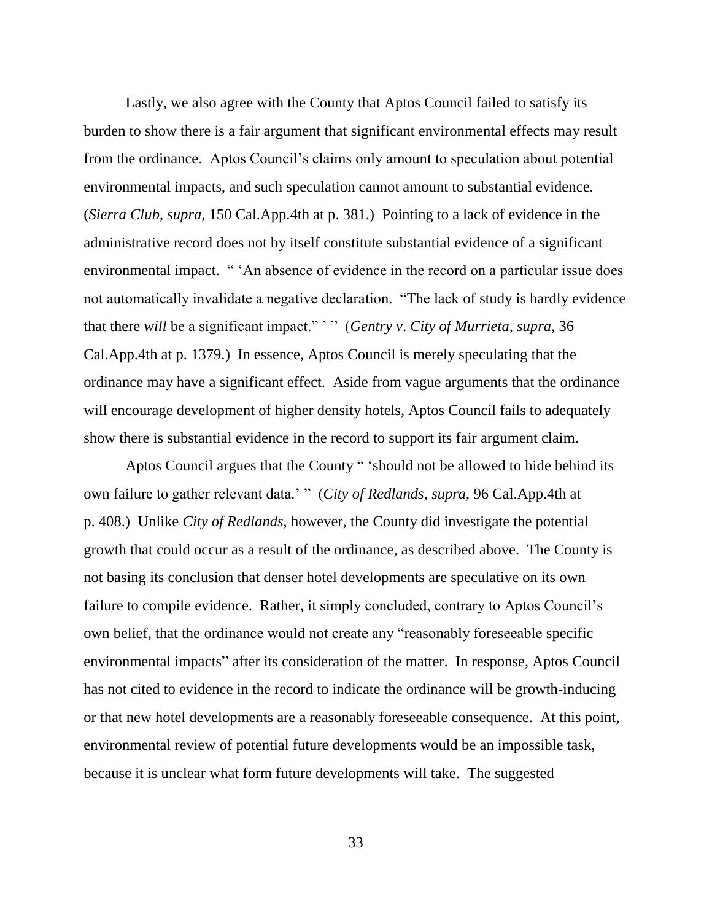Lastly, we also agree with the County that Aptos Council failed to satisfy its burden to show there is a fair argument that significant environmental effects may result from the ordinance. Aptos Council's claims only amount to speculation about potential environmental impacts, and such speculation cannot amount to substantial evidence. (*Sierra Club*, *supra*, 150 Cal.App.4th at p. 381.) Pointing to a lack of evidence in the administrative record does not by itself constitute substantial evidence of a significant environmental impact. " 'An absence of evidence in the record on a particular issue does not automatically invalidate a negative declaration. "The lack of study is hardly evidence that there *will* be a significant impact." ' " (*Gentry v. City of Murrieta*, *supra*, 36 Cal.App.4th at p. 1379.) In essence, Aptos Council is merely speculating that the ordinance may have a significant effect. Aside from vague arguments that the ordinance will encourage development of higher density hotels, Aptos Council fails to adequately show there is substantial evidence in the record to support its fair argument claim.

Aptos Council argues that the County " 'should not be allowed to hide behind its own failure to gather relevant data.' " (*City of Redlands*, *supra*, 96 Cal.App.4th at p. 408.) Unlike *City of Redlands*, however, the County did investigate the potential growth that could occur as a result of the ordinance, as described above. The County is not basing its conclusion that denser hotel developments are speculative on its own failure to compile evidence. Rather, it simply concluded, contrary to Aptos Council's own belief, that the ordinance would not create any "reasonably foreseeable specific environmental impacts" after its consideration of the matter. In response, Aptos Council has not cited to evidence in the record to indicate the ordinance will be growth-inducing or that new hotel developments are a reasonably foreseeable consequence. At this point, environmental review of potential future developments would be an impossible task, because it is unclear what form future developments will take. The suggested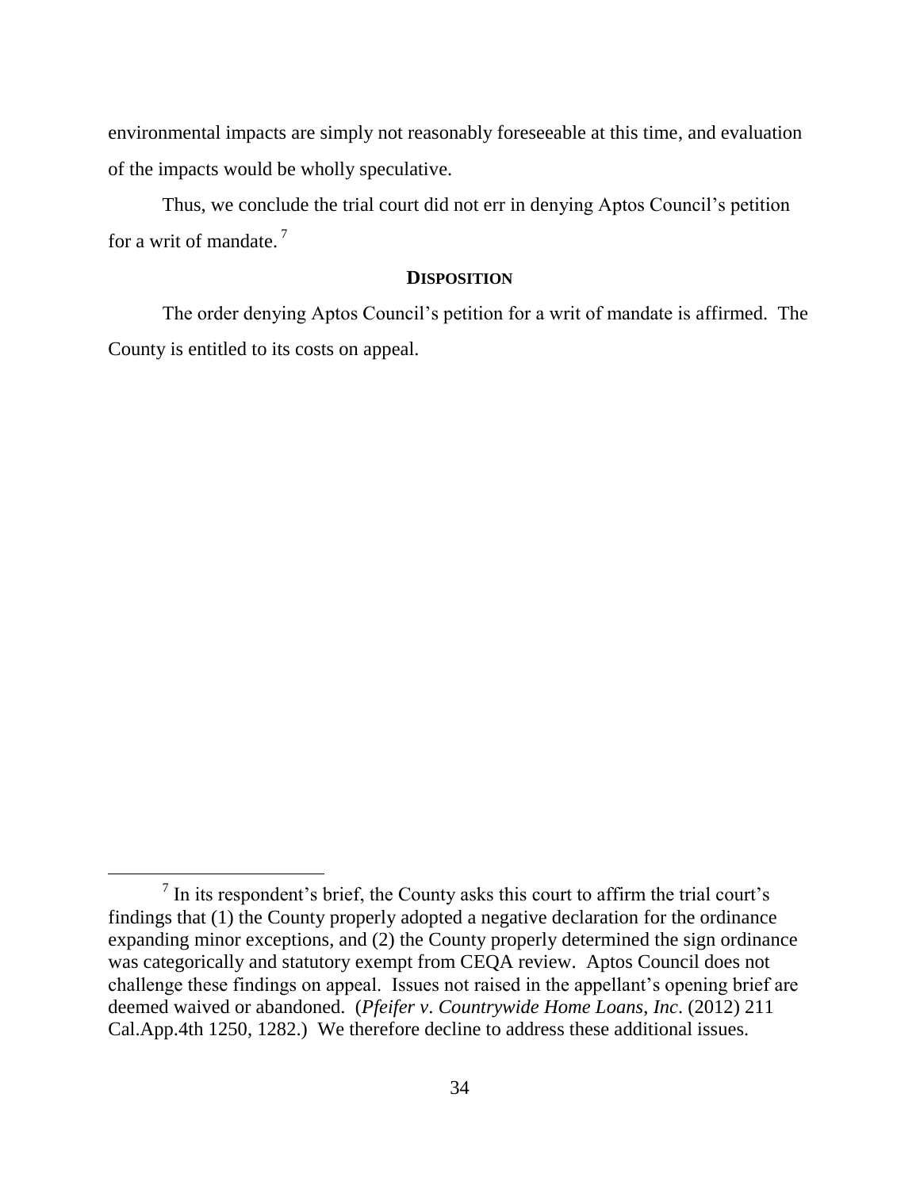environmental impacts are simply not reasonably foreseeable at this time, and evaluation of the impacts would be wholly speculative.

Thus, we conclude the trial court did not err in denying Aptos Council's petition for a writ of mandate.[7]

## DISPOSITION

The order denying Aptos Council's petition for a writ of mandate is affirmed. The County is entitled to its costs on appeal.

---

[7] In its respondent's brief, the County asks this court to affirm the trial court's findings that (1) the County properly adopted a negative declaration for the ordinance expanding minor exceptions, and (2) the County properly determined the sign ordinance was categorically and statutory exempt from CEQA review. Aptos Council does not challenge these findings on appeal. Issues not raised in the appellant's opening brief are deemed waived or abandoned. (*Pfeifer v. Countrywide Home Loans, Inc.* (2012) 211 Cal.App.4th 1250, 1282.) We therefore decline to address these additional issues.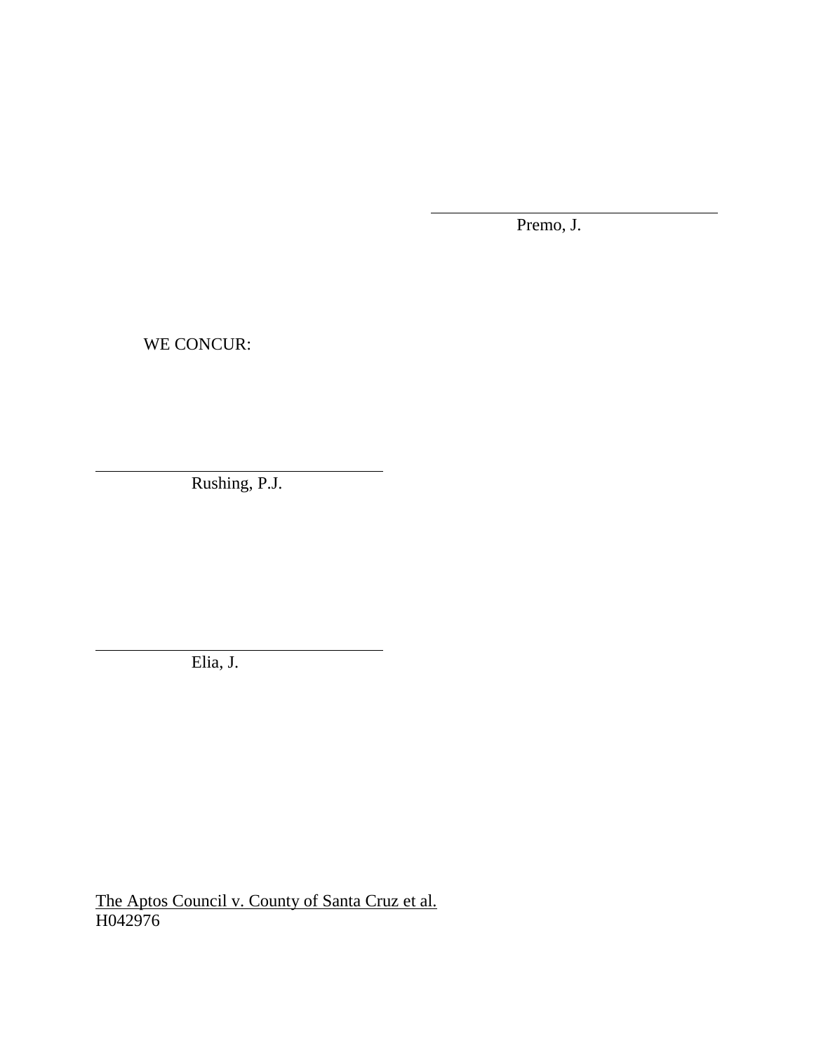______________________________________
Premo, J.

WE CONCUR:

______________________________________
Rushing, P.J.

______________________________________
Elia, J.

The Aptos Council v. County of Santa Cruz et al.
H042976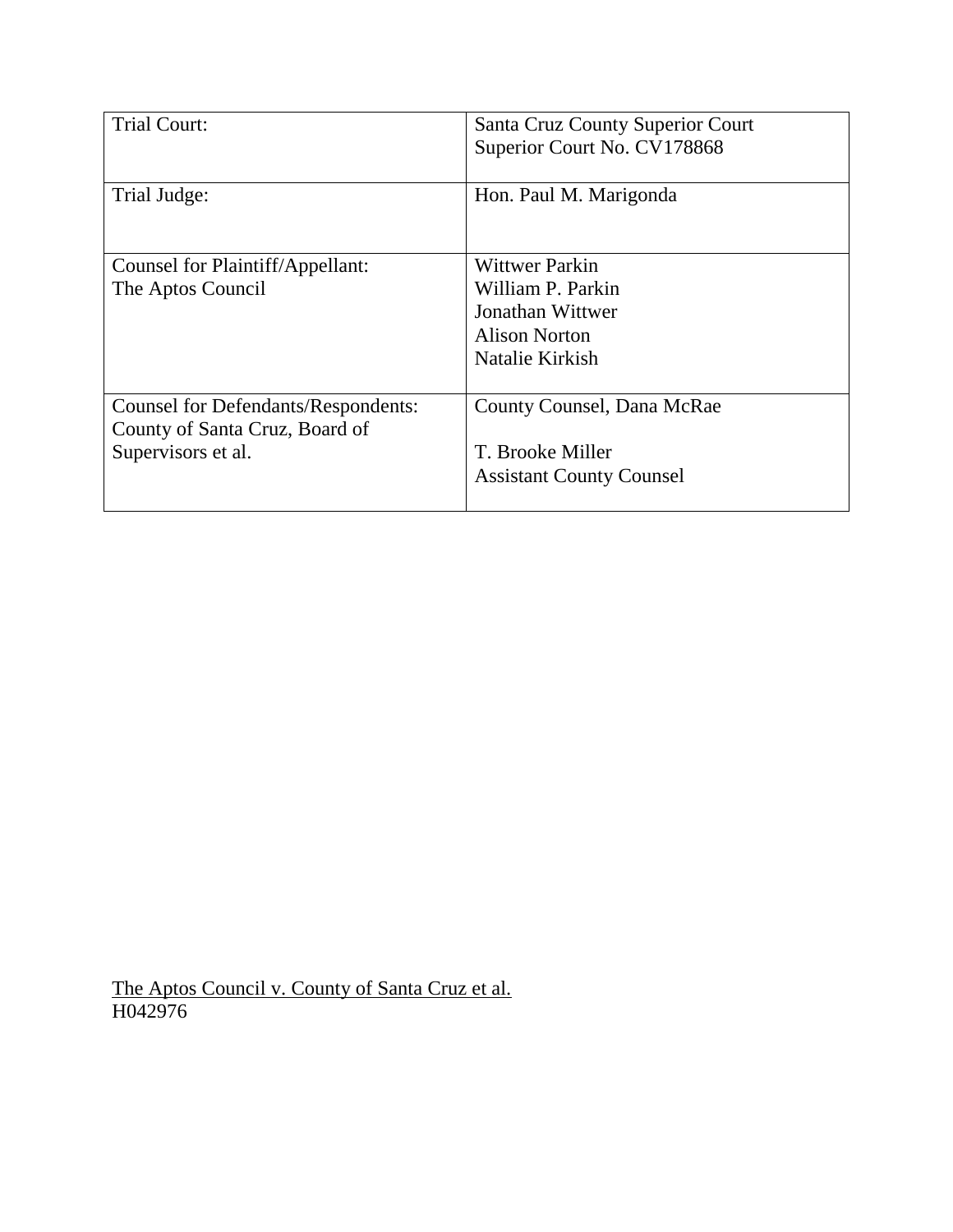| | |
|---|---|
| Trial Court: | Santa Cruz County Superior Court<br>Superior Court No. CV178868 |
| Trial Judge: | Hon. Paul M. Marigonda |
| Counsel for Plaintiff/Appellant:<br>The Aptos Council | Wittwer Parkin<br>William P. Parkin<br>Jonathan Wittwer<br>Alison Norton<br>Natalie Kirkish |
| Counsel for Defendants/Respondents:<br>County of Santa Cruz, Board of Supervisors et al. | County Counsel, Dana McRae<br><br>T. Brooke Miller<br>Assistant County Counsel |

The Aptos Council v. County of Santa Cruz et al.
H042976